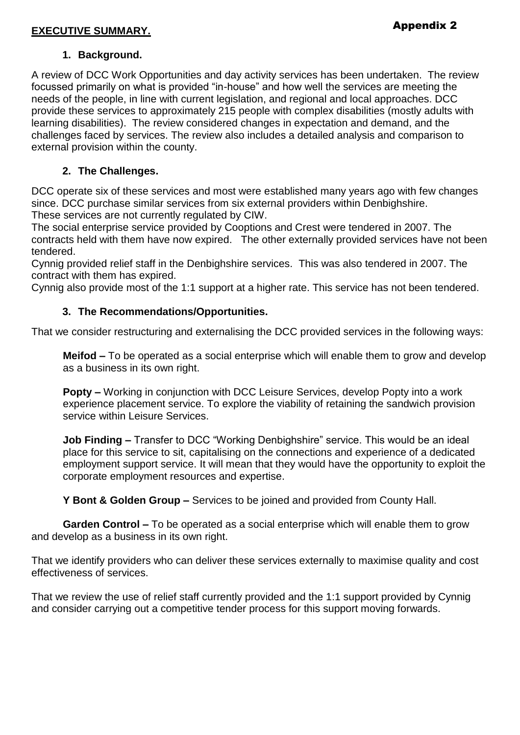**Appendix 2**

## EXECUTIVE SUMMARY.

### 1. Background.

A review of DCC Work Opportunities and day activity services has been undertaken. The review focussed primarily on what is provided "in-house" and how well the services are meeting the needs of the people, in line with current legislation, and regional and local approaches. DCC provide these services to approximately 215 people with complex disabilities (mostly adults with learning disabilities). The review considered changes in expectation and demand, and the challenges faced by services. The review also includes a detailed analysis and comparison to external provision within the county.

### 2. The Challenges.

DCC operate six of these services and most were established many years ago with few changes since. DCC purchase similar services from six external providers within Denbighshire.
These services are not currently regulated by CIW.
The social enterprise service provided by Cooptions and Crest were tendered in 2007. The contracts held with them have now expired. The other externally provided services have not been tendered.
Cynnig provided relief staff in the Denbighshire services. This was also tendered in 2007. The contract with them has expired.
Cynnig also provide most of the 1:1 support at a higher rate. This service has not been tendered.

### 3. The Recommendations/Opportunities.

That we consider restructuring and externalising the DCC provided services in the following ways:

**Meifod –** To be operated as a social enterprise which will enable them to grow and develop as a business in its own right.

**Popty –** Working in conjunction with DCC Leisure Services, develop Popty into a work experience placement service. To explore the viability of retaining the sandwich provision service within Leisure Services.

**Job Finding –** Transfer to DCC "Working Denbighshire" service. This would be an ideal place for this service to sit, capitalising on the connections and experience of a dedicated employment support service. It will mean that they would have the opportunity to exploit the corporate employment resources and expertise.

**Y Bont & Golden Group –** Services to be joined and provided from County Hall.

**Garden Control –** To be operated as a social enterprise which will enable them to grow and develop as a business in its own right.

That we identify providers who can deliver these services externally to maximise quality and cost effectiveness of services.

That we review the use of relief staff currently provided and the 1:1 support provided by Cynnig and consider carrying out a competitive tender process for this support moving forwards.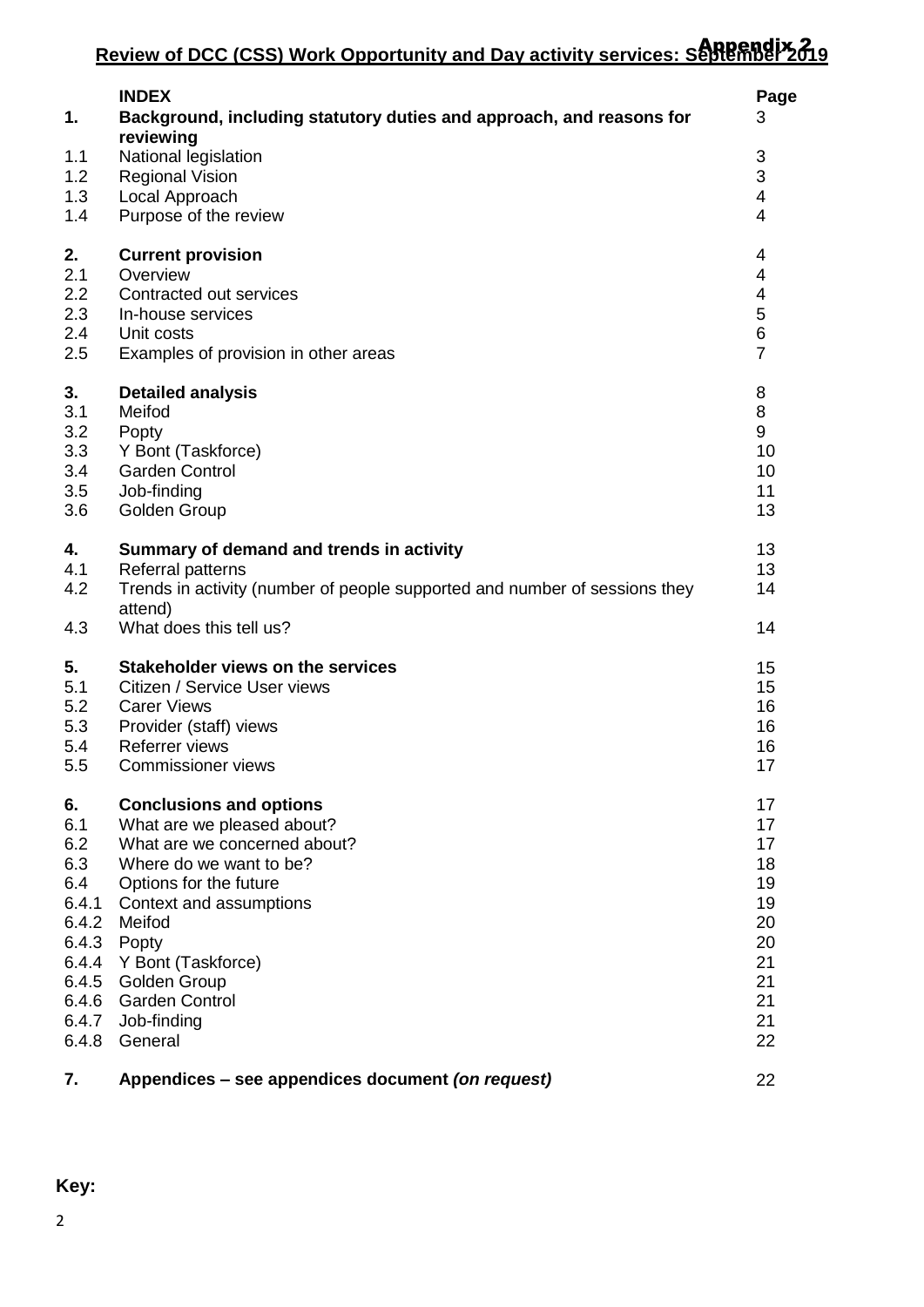**Appendix 2**

**Review of DCC (CSS) Work Opportunity and Day activity services: September 2019**

| | **INDEX** | **Page** |
|---|---|---|
| **1.** | **Background, including statutory duties and approach, and reasons for reviewing** | 3 |
| 1.1 | National legislation | 3 |
| 1.2 | Regional Vision | 3 |
| 1.3 | Local Approach | 4 |
| 1.4 | Purpose of the review | 4 |
| **2.** | **Current provision** | 4 |
| 2.1 | Overview | 4 |
| 2.2 | Contracted out services | 4 |
| 2.3 | In-house services | 5 |
| 2.4 | Unit costs | 6 |
| 2.5 | Examples of provision in other areas | 7 |
| **3.** | **Detailed analysis** | 8 |
| 3.1 | Meifod | 8 |
| 3.2 | Popty | 9 |
| 3.3 | Y Bont (Taskforce) | 10 |
| 3.4 | Garden Control | 10 |
| 3.5 | Job-finding | 11 |
| 3.6 | Golden Group | 13 |
| **4.** | **Summary of demand and trends in activity** | 13 |
| 4.1 | Referral patterns | 13 |
| 4.2 | Trends in activity (number of people supported and number of sessions they attend) | 14 |
| 4.3 | What does this tell us? | 14 |
| **5.** | **Stakeholder views on the services** | 15 |
| 5.1 | Citizen / Service User views | 15 |
| 5.2 | Carer Views | 16 |
| 5.3 | Provider (staff) views | 16 |
| 5.4 | Referrer views | 16 |
| 5.5 | Commissioner views | 17 |
| **6.** | **Conclusions and options** | 17 |
| 6.1 | What are we pleased about? | 17 |
| 6.2 | What are we concerned about? | 17 |
| 6.3 | Where do we want to be? | 18 |
| 6.4 | Options for the future | 19 |
| 6.4.1 | Context and assumptions | 19 |
| 6.4.2 | Meifod | 20 |
| 6.4.3 | Popty | 20 |
| 6.4.4 | Y Bont (Taskforce) | 21 |
| 6.4.5 | Golden Group | 21 |
| 6.4.6 | Garden Control | 21 |
| 6.4.7 | Job-finding | 21 |
| 6.4.8 | General | 22 |
| **7.** | **Appendices – see appendices document *(on request)*** | 22 |

**Key:**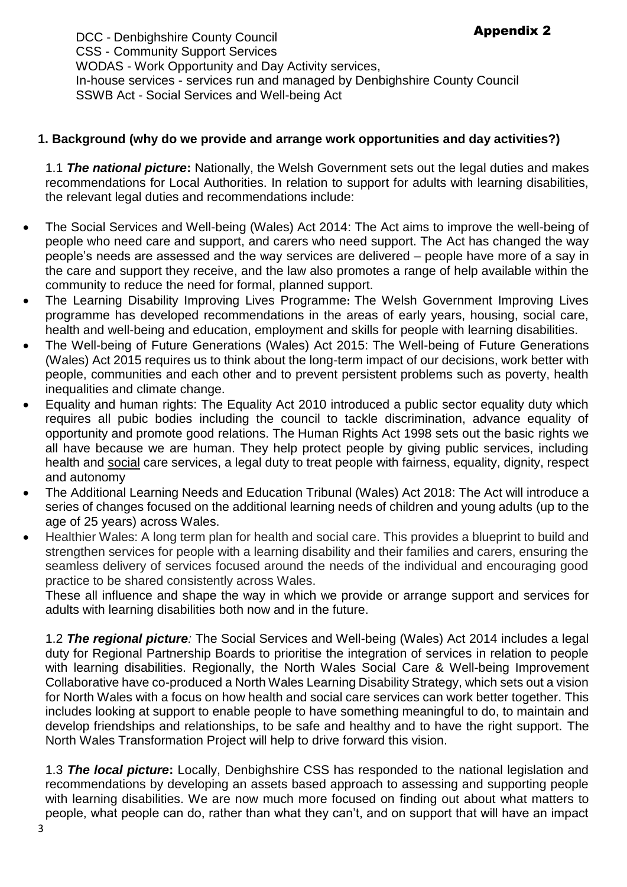Appendix 2

DCC - Denbighshire County Council
CSS - Community Support Services
WODAS - Work Opportunity and Day Activity services,
In-house services - services run and managed by Denbighshire County Council
SSWB Act - Social Services and Well-being Act

## 1. Background (why do we provide and arrange work opportunities and day activities?)

1.1 ***The national picture*:** Nationally, the Welsh Government sets out the legal duties and makes recommendations for Local Authorities. In relation to support for adults with learning disabilities, the relevant legal duties and recommendations include:

- The Social Services and Well-being (Wales) Act 2014: The Act aims to improve the well-being of people who need care and support, and carers who need support. The Act has changed the way people's needs are assessed and the way services are delivered – people have more of a say in the care and support they receive, and the law also promotes a range of help available within the community to reduce the need for formal, planned support.
- The Learning Disability Improving Lives Programme**:** The Welsh Government Improving Lives programme has developed recommendations in the areas of early years, housing, social care, health and well-being and education, employment and skills for people with learning disabilities.
- The Well-being of Future Generations (Wales) Act 2015: The Well-being of Future Generations (Wales) Act 2015 requires us to think about the long-term impact of our decisions, work better with people, communities and each other and to prevent persistent problems such as poverty, health inequalities and climate change.
- Equality and human rights: The Equality Act 2010 introduced a public sector equality duty which requires all pubic bodies including the council to tackle discrimination, advance equality of opportunity and promote good relations. The Human Rights Act 1998 sets out the basic rights we all have because we are human. They help protect people by giving public services, including health and social care services, a legal duty to treat people with fairness, equality, dignity, respect and autonomy
- The Additional Learning Needs and Education Tribunal (Wales) Act 2018: The Act will introduce a series of changes focused on the additional learning needs of children and young adults (up to the age of 25 years) across Wales.
- Healthier Wales: A long term plan for health and social care. This provides a blueprint to build and strengthen services for people with a learning disability and their families and carers, ensuring the seamless delivery of services focused around the needs of the individual and encouraging good practice to be shared consistently across Wales.

These all influence and shape the way in which we provide or arrange support and services for adults with learning disabilities both now and in the future.

1.2 ***The regional picture****:* The Social Services and Well-being (Wales) Act 2014 includes a legal duty for Regional Partnership Boards to prioritise the integration of services in relation to people with learning disabilities. Regionally, the North Wales Social Care & Well-being Improvement Collaborative have co-produced a North Wales Learning Disability Strategy, which sets out a vision for North Wales with a focus on how health and social care services can work better together. This includes looking at support to enable people to have something meaningful to do, to maintain and develop friendships and relationships, to be safe and healthy and to have the right support. The North Wales Transformation Project will help to drive forward this vision.

1.3 ***The local picture*:** Locally, Denbighshire CSS has responded to the national legislation and recommendations by developing an assets based approach to assessing and supporting people with learning disabilities. We are now much more focused on finding out about what matters to people, what people can do, rather than what they can't, and on support that will have an impact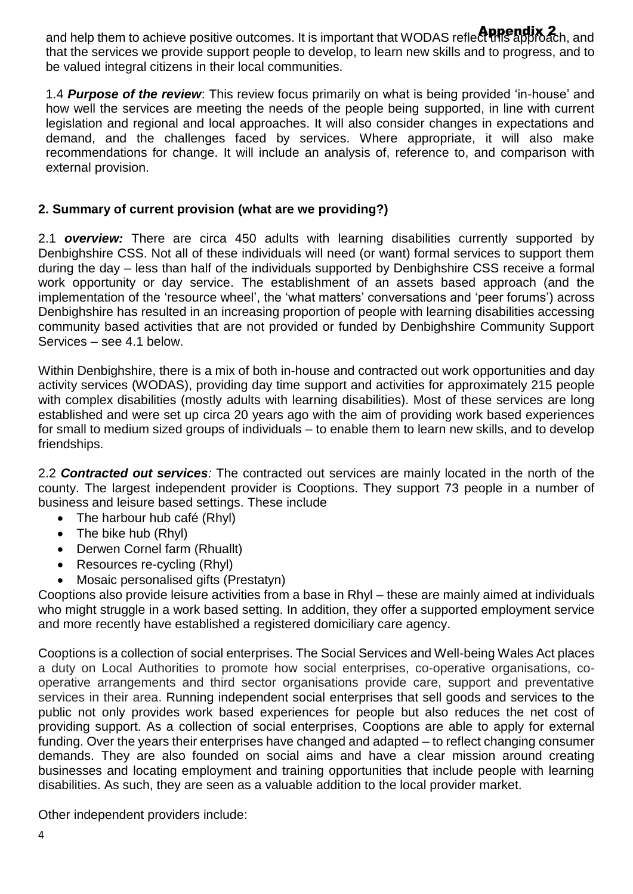and help them to achieve positive outcomes. It is important that WODAS reflect this approach, and that the services we provide support people to develop, to learn new skills and to progress, and to be valued integral citizens in their local communities.

1.4 ***Purpose of the review***: This review focus primarily on what is being provided 'in-house' and how well the services are meeting the needs of the people being supported, in line with current legislation and regional and local approaches. It will also consider changes in expectations and demand, and the challenges faced by services. Where appropriate, it will also make recommendations for change. It will include an analysis of, reference to, and comparison with external provision.

## 2. Summary of current provision (what are we providing?)

2.1 ***overview:*** There are circa 450 adults with learning disabilities currently supported by Denbighshire CSS. Not all of these individuals will need (or want) formal services to support them during the day – less than half of the individuals supported by Denbighshire CSS receive a formal work opportunity or day service. The establishment of an assets based approach (and the implementation of the 'resource wheel', the 'what matters' conversations and 'peer forums') across Denbighshire has resulted in an increasing proportion of people with learning disabilities accessing community based activities that are not provided or funded by Denbighshire Community Support Services – see 4.1 below.

Within Denbighshire, there is a mix of both in-house and contracted out work opportunities and day activity services (WODAS), providing day time support and activities for approximately 215 people with complex disabilities (mostly adults with learning disabilities). Most of these services are long established and were set up circa 20 years ago with the aim of providing work based experiences for small to medium sized groups of individuals – to enable them to learn new skills, and to develop friendships.

2.2 ***Contracted out services****:* The contracted out services are mainly located in the north of the county. The largest independent provider is Cooptions. They support 73 people in a number of business and leisure based settings. These include

- The harbour hub café (Rhyl)
- The bike hub (Rhyl)
- Derwen Cornel farm (Rhuallt)
- Resources re-cycling (Rhyl)
- Mosaic personalised gifts (Prestatyn)

Cooptions also provide leisure activities from a base in Rhyl – these are mainly aimed at individuals who might struggle in a work based setting. In addition, they offer a supported employment service and more recently have established a registered domiciliary care agency.

Cooptions is a collection of social enterprises. The Social Services and Well-being Wales Act places a duty on Local Authorities to promote how social enterprises, co-operative organisations, co-operative arrangements and third sector organisations provide care, support and preventative services in their area. Running independent social enterprises that sell goods and services to the public not only provides work based experiences for people but also reduces the net cost of providing support. As a collection of social enterprises, Cooptions are able to apply for external funding. Over the years their enterprises have changed and adapted – to reflect changing consumer demands. They are also founded on social aims and have a clear mission around creating businesses and locating employment and training opportunities that include people with learning disabilities. As such, they are seen as a valuable addition to the local provider market.

Other independent providers include: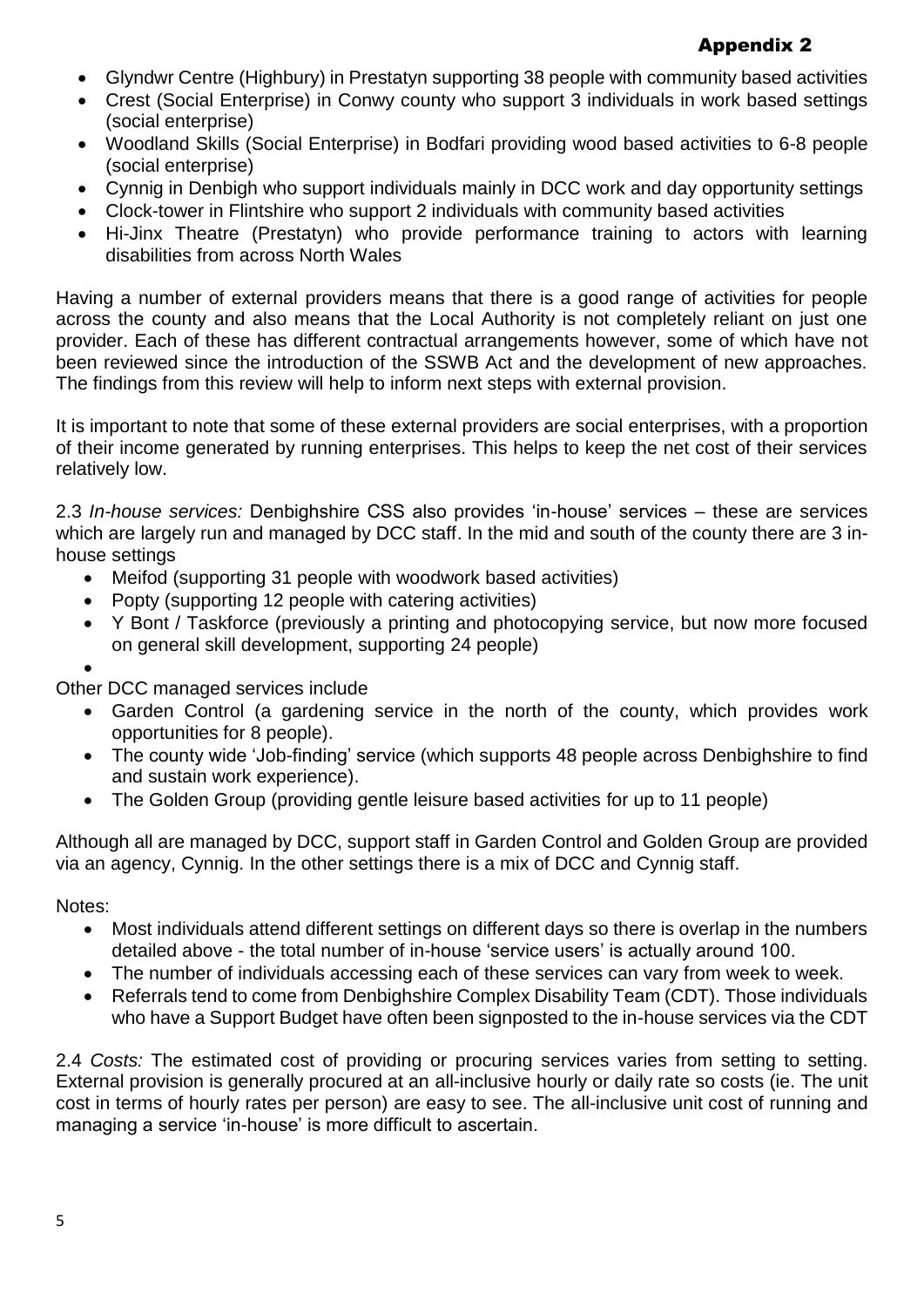**Appendix 2**

- Glyndwr Centre (Highbury) in Prestatyn supporting 38 people with community based activities
- Crest (Social Enterprise) in Conwy county who support 3 individuals in work based settings (social enterprise)
- Woodland Skills (Social Enterprise) in Bodfari providing wood based activities to 6-8 people (social enterprise)
- Cynnig in Denbigh who support individuals mainly in DCC work and day opportunity settings
- Clock-tower in Flintshire who support 2 individuals with community based activities
- Hi-Jinx Theatre (Prestatyn) who provide performance training to actors with learning disabilities from across North Wales

Having a number of external providers means that there is a good range of activities for people across the county and also means that the Local Authority is not completely reliant on just one provider. Each of these has different contractual arrangements however, some of which have not been reviewed since the introduction of the SSWB Act and the development of new approaches. The findings from this review will help to inform next steps with external provision.

It is important to note that some of these external providers are social enterprises, with a proportion of their income generated by running enterprises. This helps to keep the net cost of their services relatively low.

2.3 *In-house services:* Denbighshire CSS also provides 'in-house' services – these are services which are largely run and managed by DCC staff. In the mid and south of the county there are 3 in-house settings

- Meifod (supporting 31 people with woodwork based activities)
- Popty (supporting 12 people with catering activities)
- Y Bont / Taskforce (previously a printing and photocopying service, but now more focused on general skill development, supporting 24 people)

Other DCC managed services include

- Garden Control (a gardening service in the north of the county, which provides work opportunities for 8 people).
- The county wide 'Job-finding' service (which supports 48 people across Denbighshire to find and sustain work experience).
- The Golden Group (providing gentle leisure based activities for up to 11 people)

Although all are managed by DCC, support staff in Garden Control and Golden Group are provided via an agency, Cynnig. In the other settings there is a mix of DCC and Cynnig staff.

Notes:

- Most individuals attend different settings on different days so there is overlap in the numbers detailed above - the total number of in-house 'service users' is actually around 100.
- The number of individuals accessing each of these services can vary from week to week.
- Referrals tend to come from Denbighshire Complex Disability Team (CDT). Those individuals who have a Support Budget have often been signposted to the in-house services via the CDT

2.4 *Costs:* The estimated cost of providing or procuring services varies from setting to setting. External provision is generally procured at an all-inclusive hourly or daily rate so costs (ie. The unit cost in terms of hourly rates per person) are easy to see. The all-inclusive unit cost of running and managing a service 'in-house' is more difficult to ascertain.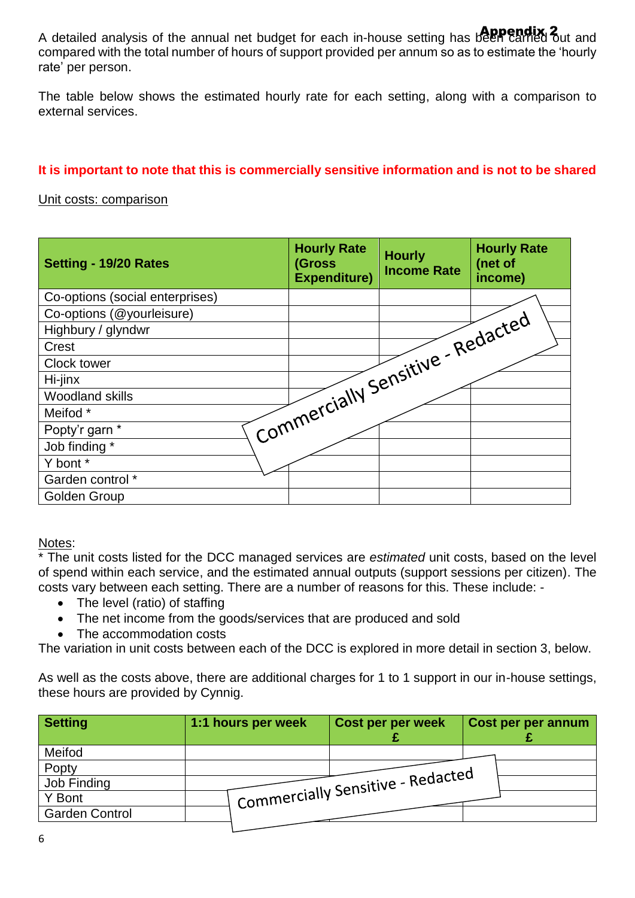**Appendix 2**

A detailed analysis of the annual net budget for each in-house setting has been carried out and compared with the total number of hours of support provided per annum so as to estimate the 'hourly rate' per person.

The table below shows the estimated hourly rate for each setting, along with a comparison to external services.

**It is important to note that this is commercially sensitive information and is not to be shared**

Unit costs: comparison

| Setting - 19/20 Rates | Hourly Rate (Gross Expenditure) | Hourly Income Rate | Hourly Rate (net of income) |
|---|---|---|---|
| Co-options (social enterprises) | | | |
| Co-options (@yourleisure) | | | |
| Highbury / glyndwr | | | |
| Crest | | | |
| Clock tower | | | |
| Hi-jinx | | | |
| Woodland skills | | | |
| Meifod * | | | |
| Popty'r garn * | | | |
| Job finding * | | | |
| Y bont * | | | |
| Garden control * | | | |
| Golden Group | | | |

Commercially Sensitive - Redacted

Notes:
* The unit costs listed for the DCC managed services are *estimated* unit costs, based on the level of spend within each service, and the estimated annual outputs (support sessions per citizen). The costs vary between each setting. There are a number of reasons for this. These include: -

- The level (ratio) of staffing
- The net income from the goods/services that are produced and sold
- The accommodation costs

The variation in unit costs between each of the DCC is explored in more detail in section 3, below.

As well as the costs above, there are additional charges for 1 to 1 support in our in-house settings, these hours are provided by Cynnig.

| Setting | 1:1 hours per week | Cost per per week £ | Cost per per annum £ |
|---|---|---|---|
| Meifod | | | |
| Popty | | | |
| Job Finding | | | |
| Y Bont | | | |
| Garden Control | | | |

Commercially Sensitive - Redacted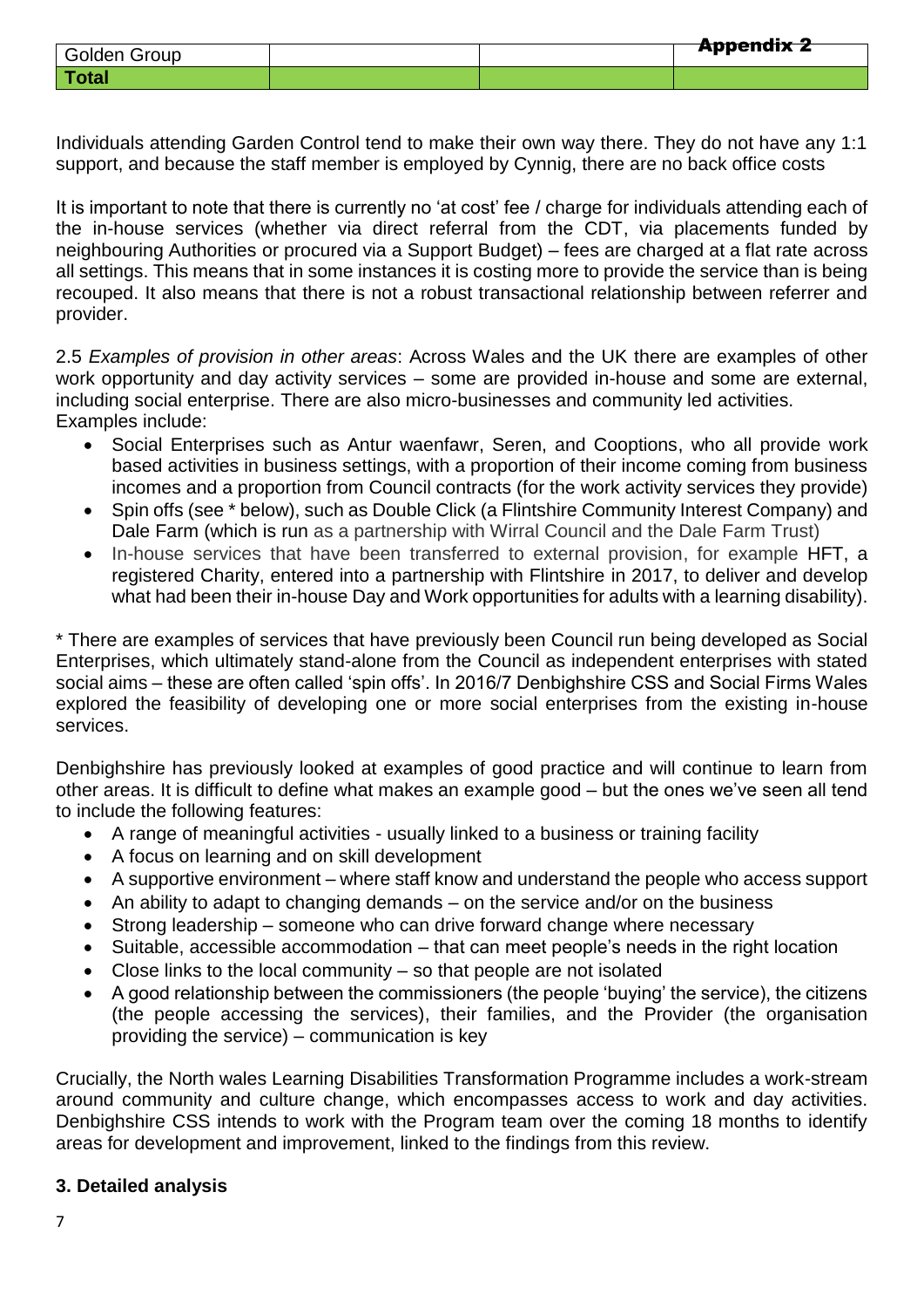| Golden Group | | | |
|---|---|---|---|
| **Total** | | | |

Individuals attending Garden Control tend to make their own way there. They do not have any 1:1 support, and because the staff member is employed by Cynnig, there are no back office costs

It is important to note that there is currently no 'at cost' fee / charge for individuals attending each of the in-house services (whether via direct referral from the CDT, via placements funded by neighbouring Authorities or procured via a Support Budget) – fees are charged at a flat rate across all settings. This means that in some instances it is costing more to provide the service than is being recouped. It also means that there is not a robust transactional relationship between referrer and provider.

2.5 *Examples of provision in other areas*: Across Wales and the UK there are examples of other work opportunity and day activity services – some are provided in-house and some are external, including social enterprise. There are also micro-businesses and community led activities. Examples include:

- Social Enterprises such as Antur waenfawr, Seren, and Cooptions, who all provide work based activities in business settings, with a proportion of their income coming from business incomes and a proportion from Council contracts (for the work activity services they provide)
- Spin offs (see * below), such as Double Click (a Flintshire Community Interest Company) and Dale Farm (which is run as a partnership with Wirral Council and the Dale Farm Trust)
- In-house services that have been transferred to external provision, for example HFT, a registered Charity, entered into a partnership with Flintshire in 2017, to deliver and develop what had been their in-house Day and Work opportunities for adults with a learning disability).

* There are examples of services that have previously been Council run being developed as Social Enterprises, which ultimately stand-alone from the Council as independent enterprises with stated social aims – these are often called 'spin offs'. In 2016/7 Denbighshire CSS and Social Firms Wales explored the feasibility of developing one or more social enterprises from the existing in-house services.

Denbighshire has previously looked at examples of good practice and will continue to learn from other areas. It is difficult to define what makes an example good – but the ones we've seen all tend to include the following features:

- A range of meaningful activities - usually linked to a business or training facility
- A focus on learning and on skill development
- A supportive environment – where staff know and understand the people who access support
- An ability to adapt to changing demands – on the service and/or on the business
- Strong leadership – someone who can drive forward change where necessary
- Suitable, accessible accommodation – that can meet people's needs in the right location
- Close links to the local community – so that people are not isolated
- A good relationship between the commissioners (the people 'buying' the service), the citizens (the people accessing the services), their families, and the Provider (the organisation providing the service) – communication is key

Crucially, the North wales Learning Disabilities Transformation Programme includes a work-stream around community and culture change, which encompasses access to work and day activities. Denbighshire CSS intends to work with the Program team over the coming 18 months to identify areas for development and improvement, linked to the findings from this review.

## 3. Detailed analysis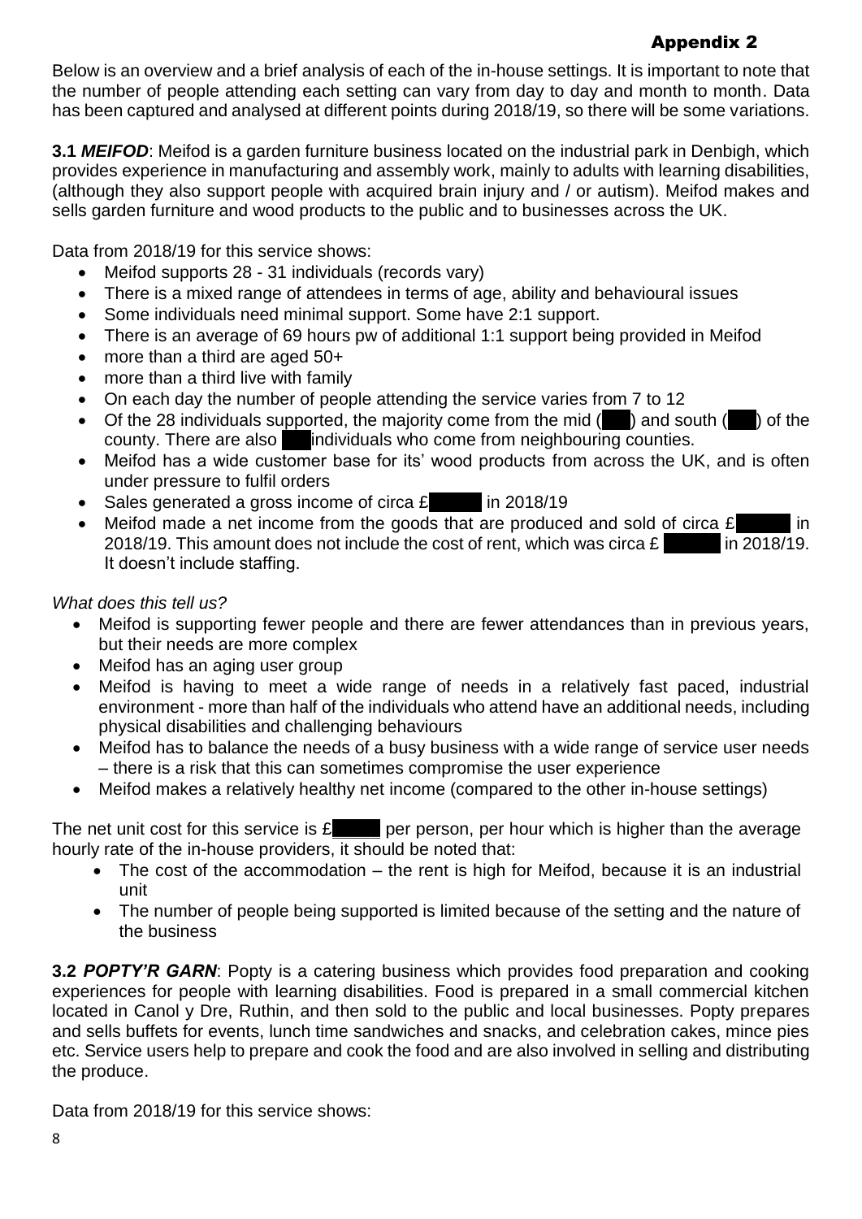## Appendix 2

Below is an overview and a brief analysis of each of the in-house settings. It is important to note that the number of people attending each setting can vary from day to day and month to month. Data has been captured and analysed at different points during 2018/19, so there will be some variations.

**3.1** ***MEIFOD***: Meifod is a garden furniture business located on the industrial park in Denbigh, which provides experience in manufacturing and assembly work, mainly to adults with learning disabilities, (although they also support people with acquired brain injury and / or autism). Meifod makes and sells garden furniture and wood products to the public and to businesses across the UK.

Data from 2018/19 for this service shows:

- Meifod supports 28 - 31 individuals (records vary)
- There is a mixed range of attendees in terms of age, ability and behavioural issues
- Some individuals need minimal support. Some have 2:1 support.
- There is an average of 69 hours pw of additional 1:1 support being provided in Meifod
- more than a third are aged 50+
- more than a third live with family
- On each day the number of people attending the service varies from 7 to 12
- Of the 28 individuals supported, the majority come from the mid ( ) and south ( ) of the county. There are also individuals who come from neighbouring counties.
- Meifod has a wide customer base for its' wood products from across the UK, and is often under pressure to fulfil orders
- Sales generated a gross income of circa £ in 2018/19
- Meifod made a net income from the goods that are produced and sold of circa £ in 2018/19. This amount does not include the cost of rent, which was circa £ in 2018/19. It doesn't include staffing.

*What does this tell us?*

- Meifod is supporting fewer people and there are fewer attendances than in previous years, but their needs are more complex
- Meifod has an aging user group
- Meifod is having to meet a wide range of needs in a relatively fast paced, industrial environment - more than half of the individuals who attend have an additional needs, including physical disabilities and challenging behaviours
- Meifod has to balance the needs of a busy business with a wide range of service user needs – there is a risk that this can sometimes compromise the user experience
- Meifod makes a relatively healthy net income (compared to the other in-house settings)

The net unit cost for this service is £ per person, per hour which is higher than the average hourly rate of the in-house providers, it should be noted that:

- The cost of the accommodation – the rent is high for Meifod, because it is an industrial unit
- The number of people being supported is limited because of the setting and the nature of the business

**3.2** ***POPTY'R GARN***: Popty is a catering business which provides food preparation and cooking experiences for people with learning disabilities. Food is prepared in a small commercial kitchen located in Canol y Dre, Ruthin, and then sold to the public and local businesses. Popty prepares and sells buffets for events, lunch time sandwiches and snacks, and celebration cakes, mince pies etc. Service users help to prepare and cook the food and are also involved in selling and distributing the produce.

Data from 2018/19 for this service shows: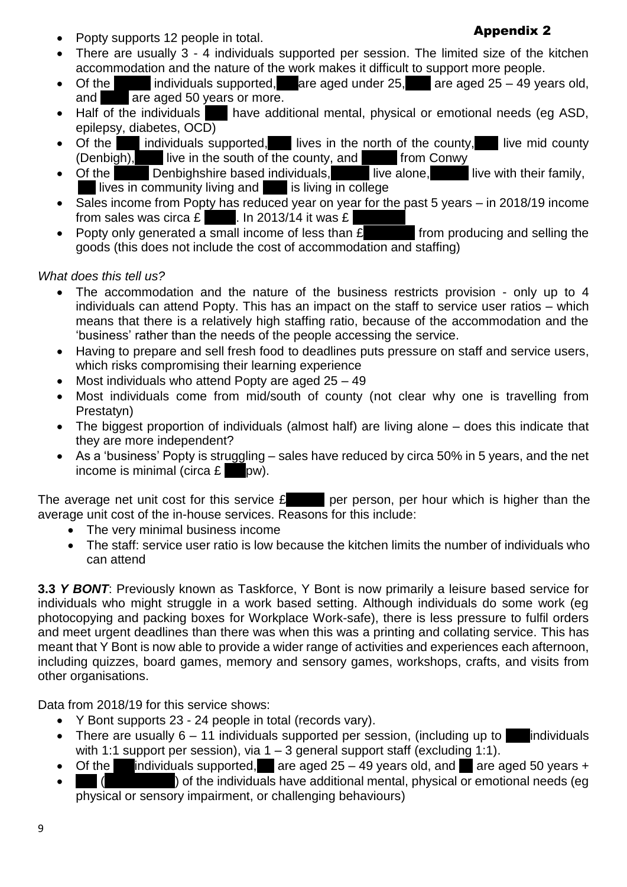**Appendix 2**

- Popty supports 12 people in total.
- There are usually 3 - 4 individuals supported per session. The limited size of the kitchen accommodation and the nature of the work makes it difficult to support more people.
- Of the individuals supported, are aged under 25, are aged 25 – 49 years old, and are aged 50 years or more.
- Half of the individuals have additional mental, physical or emotional needs (eg ASD, epilepsy, diabetes, OCD)
- Of the individuals supported, lives in the north of the county, live mid county (Denbigh), live in the south of the county, and from Conwy
- Of the Denbighshire based individuals, live alone, live with their family, lives in community living and is living in college
- Sales income from Popty has reduced year on year for the past 5 years – in 2018/19 income from sales was circa £ . In 2013/14 it was £
- Popty only generated a small income of less than £ from producing and selling the goods (this does not include the cost of accommodation and staffing)

*What does this tell us?*

- The accommodation and the nature of the business restricts provision - only up to 4 individuals can attend Popty. This has an impact on the staff to service user ratios – which means that there is a relatively high staffing ratio, because of the accommodation and the 'business' rather than the needs of the people accessing the service.
- Having to prepare and sell fresh food to deadlines puts pressure on staff and service users, which risks compromising their learning experience
- Most individuals who attend Popty are aged 25 – 49
- Most individuals come from mid/south of county (not clear why one is travelling from Prestatyn)
- The biggest proportion of individuals (almost half) are living alone – does this indicate that they are more independent?
- As a 'business' Popty is struggling – sales have reduced by circa 50% in 5 years, and the net income is minimal (circa £ pw).

The average net unit cost for this service £ per person, per hour which is higher than the average unit cost of the in-house services. Reasons for this include:

- The very minimal business income
- The staff: service user ratio is low because the kitchen limits the number of individuals who can attend

**3.3** ***Y BONT***: Previously known as Taskforce, Y Bont is now primarily a leisure based service for individuals who might struggle in a work based setting. Although individuals do some work (eg photocopying and packing boxes for Workplace Work-safe), there is less pressure to fulfil orders and meet urgent deadlines than there was when this was a printing and collating service. This has meant that Y Bont is now able to provide a wider range of activities and experiences each afternoon, including quizzes, board games, memory and sensory games, workshops, crafts, and visits from other organisations.

Data from 2018/19 for this service shows:

- Y Bont supports 23 - 24 people in total (records vary).
- There are usually 6 – 11 individuals supported per session, (including up to individuals with 1:1 support per session), via 1 – 3 general support staff (excluding 1:1).
- Of the individuals supported, are aged 25 – 49 years old, and are aged 50 years +
- ( ) of the individuals have additional mental, physical or emotional needs (eg physical or sensory impairment, or challenging behaviours)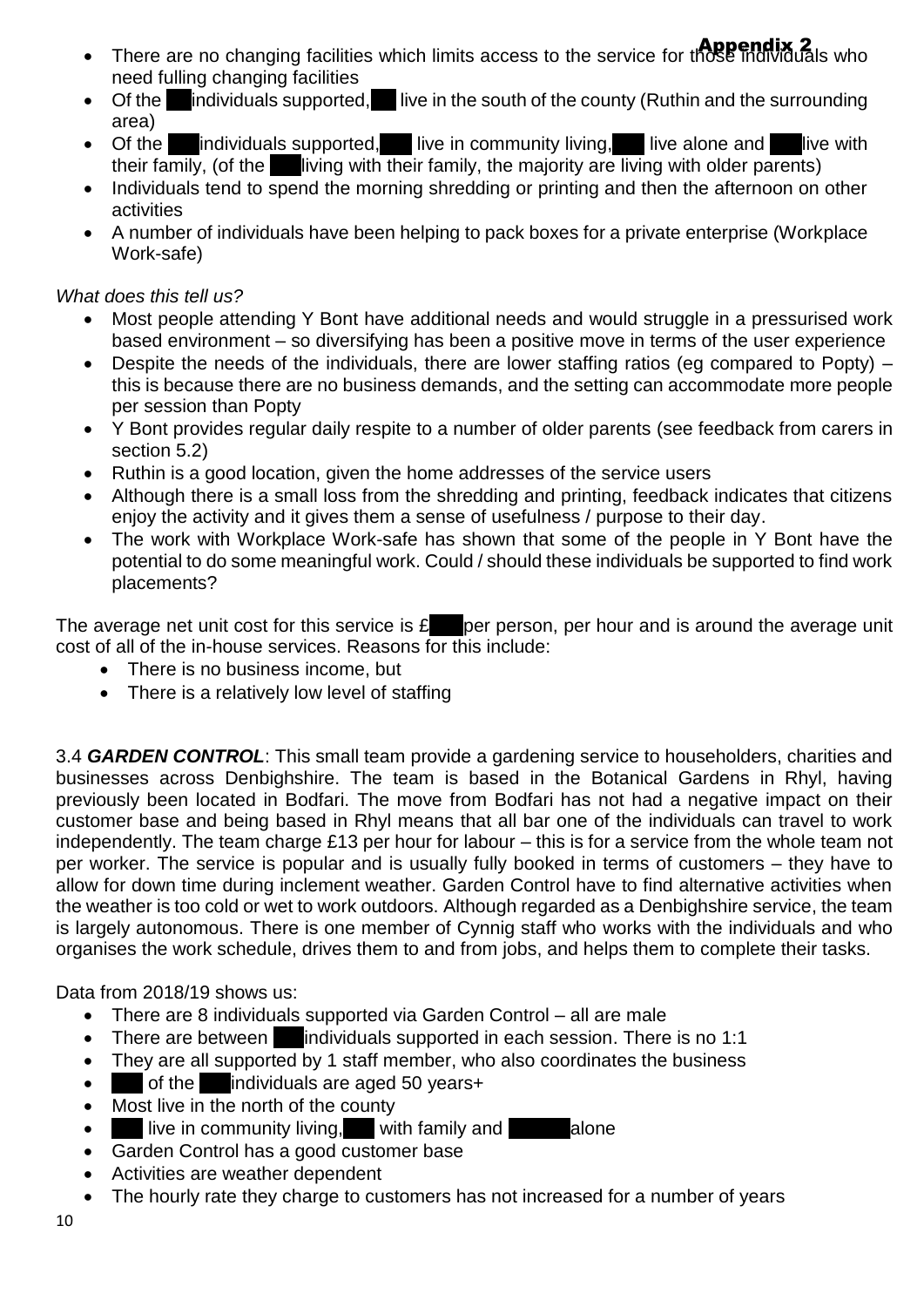- There are no changing facilities which limits access to the service for those individuals who need fulling changing facilities
- Of the individuals supported, live in the south of the county (Ruthin and the surrounding area)
- Of the individuals supported, live in community living, live alone and live with their family, (of the living with their family, the majority are living with older parents)
- Individuals tend to spend the morning shredding or printing and then the afternoon on other activities
- A number of individuals have been helping to pack boxes for a private enterprise (Workplace Work-safe)

*What does this tell us?*

- Most people attending Y Bont have additional needs and would struggle in a pressurised work based environment – so diversifying has been a positive move in terms of the user experience
- Despite the needs of the individuals, there are lower staffing ratios (eg compared to Popty) – this is because there are no business demands, and the setting can accommodate more people per session than Popty
- Y Bont provides regular daily respite to a number of older parents (see feedback from carers in section 5.2)
- Ruthin is a good location, given the home addresses of the service users
- Although there is a small loss from the shredding and printing, feedback indicates that citizens enjoy the activity and it gives them a sense of usefulness / purpose to their day.
- The work with Workplace Work-safe has shown that some of the people in Y Bont have the potential to do some meaningful work. Could / should these individuals be supported to find work placements?

The average net unit cost for this service is £ per person, per hour and is around the average unit cost of all of the in-house services. Reasons for this include:

- There is no business income, but
- There is a relatively low level of staffing

3.4 ***GARDEN CONTROL***: This small team provide a gardening service to householders, charities and businesses across Denbighshire. The team is based in the Botanical Gardens in Rhyl, having previously been located in Bodfari. The move from Bodfari has not had a negative impact on their customer base and being based in Rhyl means that all bar one of the individuals can travel to work independently. The team charge £13 per hour for labour – this is for a service from the whole team not per worker. The service is popular and is usually fully booked in terms of customers – they have to allow for down time during inclement weather. Garden Control have to find alternative activities when the weather is too cold or wet to work outdoors. Although regarded as a Denbighshire service, the team is largely autonomous. There is one member of Cynnig staff who works with the individuals and who organises the work schedule, drives them to and from jobs, and helps them to complete their tasks.

Data from 2018/19 shows us:

- There are 8 individuals supported via Garden Control – all are male
- There are between individuals supported in each session. There is no 1:1
- They are all supported by 1 staff member, who also coordinates the business
- of the individuals are aged 50 years+
- Most live in the north of the county
- live in community living, with family and alone
- Garden Control has a good customer base
- Activities are weather dependent
- The hourly rate they charge to customers has not increased for a number of years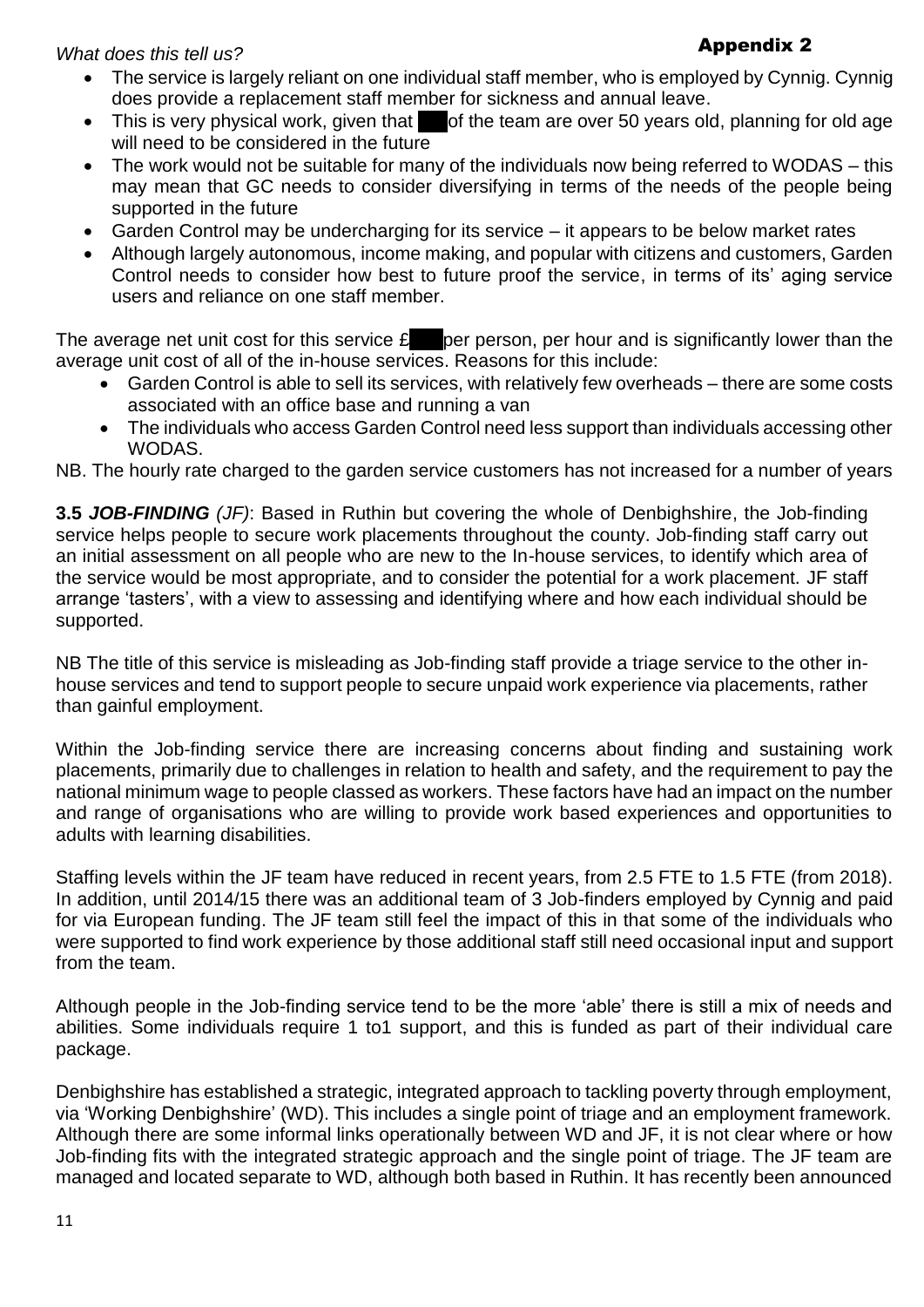*What does this tell us?*

**Appendix 2**

- The service is largely reliant on one individual staff member, who is employed by Cynnig. Cynnig does provide a replacement staff member for sickness and annual leave.
- This is very physical work, given that ███ of the team are over 50 years old, planning for old age will need to be considered in the future
- The work would not be suitable for many of the individuals now being referred to WODAS – this may mean that GC needs to consider diversifying in terms of the needs of the people being supported in the future
- Garden Control may be undercharging for its service – it appears to be below market rates
- Although largely autonomous, income making, and popular with citizens and customers, Garden Control needs to consider how best to future proof the service, in terms of its' aging service users and reliance on one staff member.

The average net unit cost for this service £███ per person, per hour and is significantly lower than the average unit cost of all of the in-house services. Reasons for this include:

- Garden Control is able to sell its services, with relatively few overheads – there are some costs associated with an office base and running a van
- The individuals who access Garden Control need less support than individuals accessing other WODAS.

NB. The hourly rate charged to the garden service customers has not increased for a number of years

**3.5 *JOB-FINDING*** *(JF)*: Based in Ruthin but covering the whole of Denbighshire, the Job-finding service helps people to secure work placements throughout the county. Job-finding staff carry out an initial assessment on all people who are new to the In-house services, to identify which area of the service would be most appropriate, and to consider the potential for a work placement. JF staff arrange 'tasters', with a view to assessing and identifying where and how each individual should be supported.

NB The title of this service is misleading as Job-finding staff provide a triage service to the other in-house services and tend to support people to secure unpaid work experience via placements, rather than gainful employment.

Within the Job-finding service there are increasing concerns about finding and sustaining work placements, primarily due to challenges in relation to health and safety, and the requirement to pay the national minimum wage to people classed as workers. These factors have had an impact on the number and range of organisations who are willing to provide work based experiences and opportunities to adults with learning disabilities.

Staffing levels within the JF team have reduced in recent years, from 2.5 FTE to 1.5 FTE (from 2018). In addition, until 2014/15 there was an additional team of 3 Job-finders employed by Cynnig and paid for via European funding. The JF team still feel the impact of this in that some of the individuals who were supported to find work experience by those additional staff still need occasional input and support from the team.

Although people in the Job-finding service tend to be the more 'able' there is still a mix of needs and abilities. Some individuals require 1 to1 support, and this is funded as part of their individual care package.

Denbighshire has established a strategic, integrated approach to tackling poverty through employment, via 'Working Denbighshire' (WD). This includes a single point of triage and an employment framework. Although there are some informal links operationally between WD and JF, it is not clear where or how Job-finding fits with the integrated strategic approach and the single point of triage. The JF team are managed and located separate to WD, although both based in Ruthin. It has recently been announced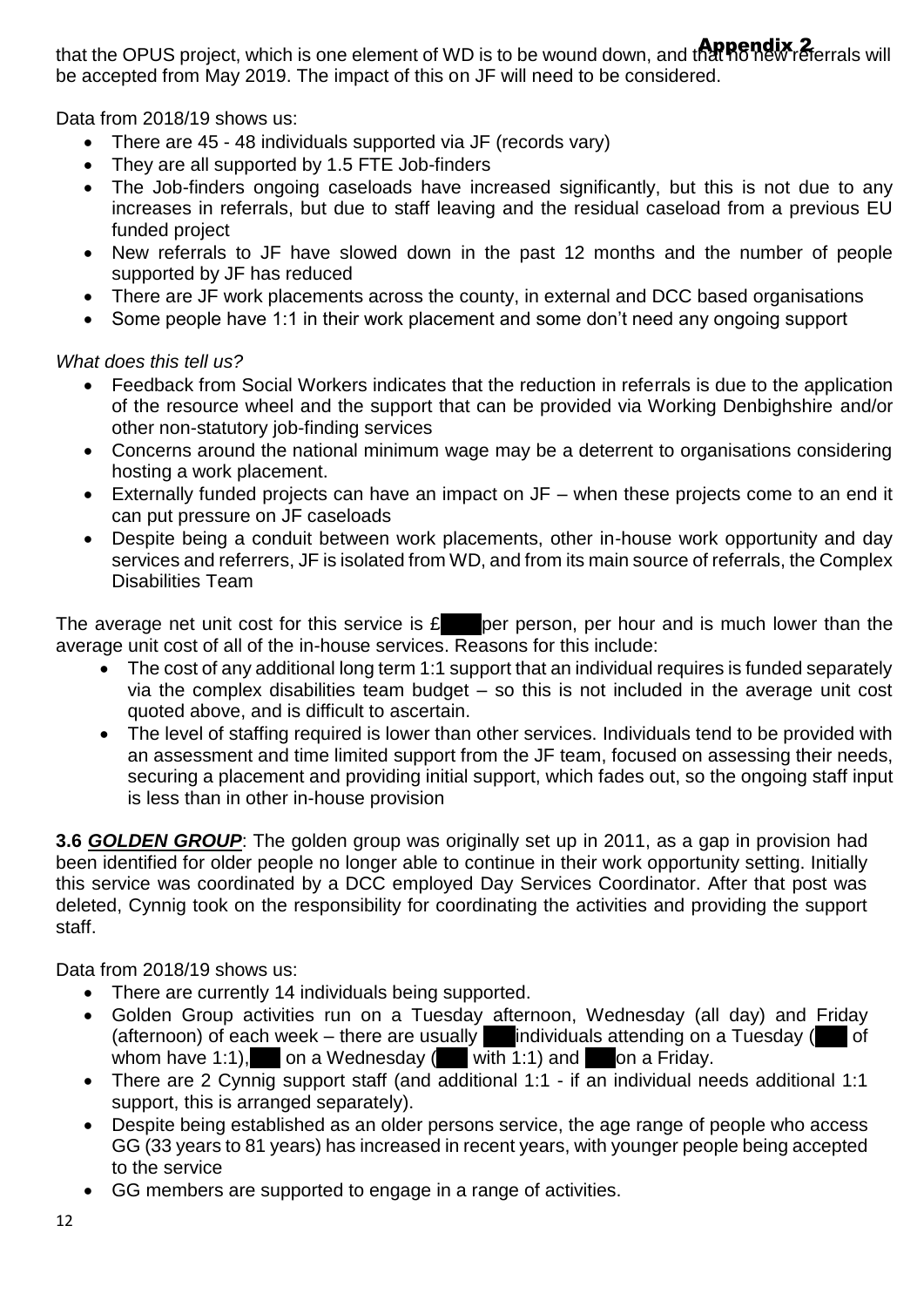that the OPUS project, which is one element of WD is to be wound down, and that no new referrals will be accepted from May 2019. The impact of this on JF will need to be considered.

Data from 2018/19 shows us:

- There are 45 - 48 individuals supported via JF (records vary)
- They are all supported by 1.5 FTE Job-finders
- The Job-finders ongoing caseloads have increased significantly, but this is not due to any increases in referrals, but due to staff leaving and the residual caseload from a previous EU funded project
- New referrals to JF have slowed down in the past 12 months and the number of people supported by JF has reduced
- There are JF work placements across the county, in external and DCC based organisations
- Some people have 1:1 in their work placement and some don't need any ongoing support

*What does this tell us?*

- Feedback from Social Workers indicates that the reduction in referrals is due to the application of the resource wheel and the support that can be provided via Working Denbighshire and/or other non-statutory job-finding services
- Concerns around the national minimum wage may be a deterrent to organisations considering hosting a work placement.
- Externally funded projects can have an impact on JF – when these projects come to an end it can put pressure on JF caseloads
- Despite being a conduit between work placements, other in-house work opportunity and day services and referrers, JF is isolated from WD, and from its main source of referrals, the Complex Disabilities Team

The average net unit cost for this service is £ per person, per hour and is much lower than the average unit cost of all of the in-house services. Reasons for this include:

- The cost of any additional long term 1:1 support that an individual requires is funded separately via the complex disabilities team budget – so this is not included in the average unit cost quoted above, and is difficult to ascertain.
- The level of staffing required is lower than other services. Individuals tend to be provided with an assessment and time limited support from the JF team, focused on assessing their needs, securing a placement and providing initial support, which fades out, so the ongoing staff input is less than in other in-house provision

**3.6 *GOLDEN GROUP***: The golden group was originally set up in 2011, as a gap in provision had been identified for older people no longer able to continue in their work opportunity setting. Initially this service was coordinated by a DCC employed Day Services Coordinator. After that post was deleted, Cynnig took on the responsibility for coordinating the activities and providing the support staff.

Data from 2018/19 shows us:

- There are currently 14 individuals being supported.
- Golden Group activities run on a Tuesday afternoon, Wednesday (all day) and Friday (afternoon) of each week – there are usually individuals attending on a Tuesday ( of whom have 1:1), on a Wednesday ( with 1:1) and on a Friday.
- There are 2 Cynnig support staff (and additional 1:1 - if an individual needs additional 1:1 support, this is arranged separately).
- Despite being established as an older persons service, the age range of people who access GG (33 years to 81 years) has increased in recent years, with younger people being accepted to the service
- GG members are supported to engage in a range of activities.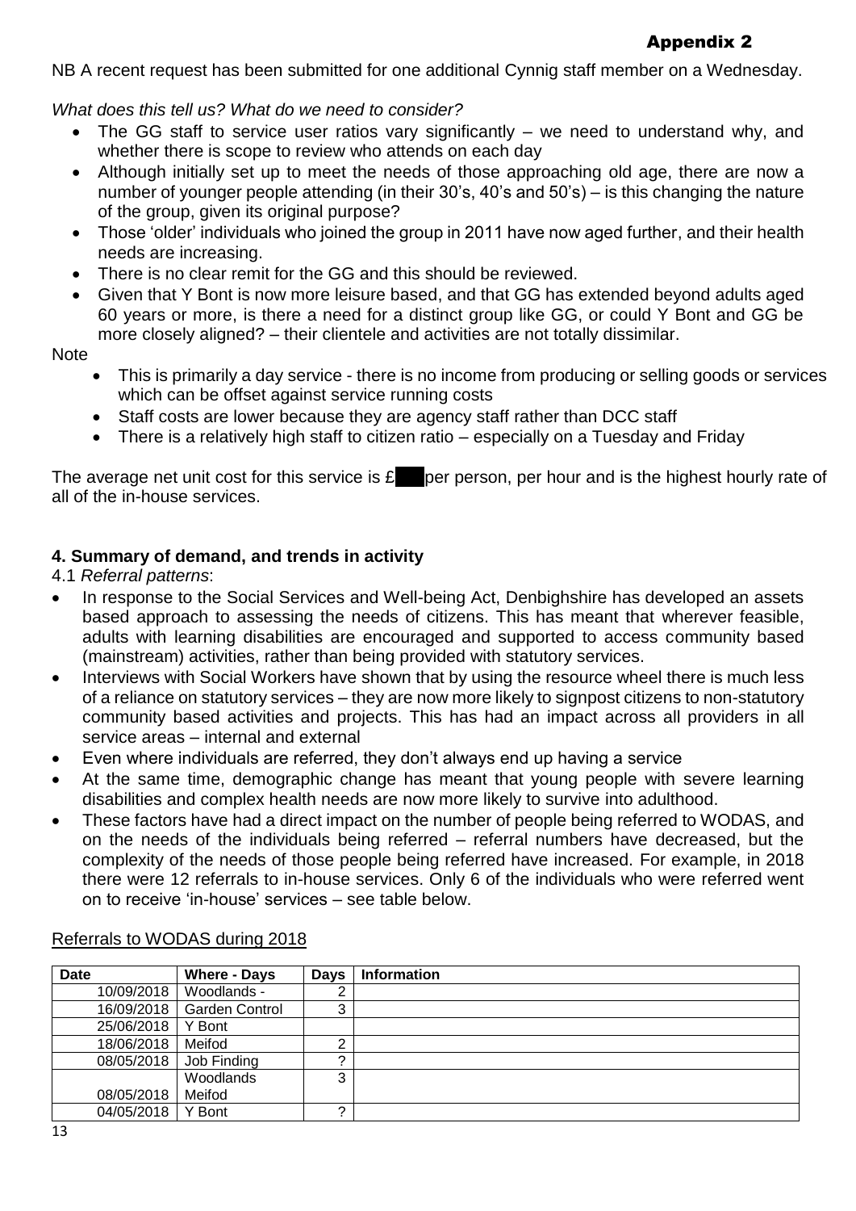**Appendix 2**

NB A recent request has been submitted for one additional Cynnig staff member on a Wednesday.

*What does this tell us? What do we need to consider?*

- The GG staff to service user ratios vary significantly – we need to understand why, and whether there is scope to review who attends on each day
- Although initially set up to meet the needs of those approaching old age, there are now a number of younger people attending (in their 30's, 40's and 50's) – is this changing the nature of the group, given its original purpose?
- Those 'older' individuals who joined the group in 2011 have now aged further, and their health needs are increasing.
- There is no clear remit for the GG and this should be reviewed.
- Given that Y Bont is now more leisure based, and that GG has extended beyond adults aged 60 years or more, is there a need for a distinct group like GG, or could Y Bont and GG be more closely aligned? – their clientele and activities are not totally dissimilar.

Note

- This is primarily a day service - there is no income from producing or selling goods or services which can be offset against service running costs
- Staff costs are lower because they are agency staff rather than DCC staff
- There is a relatively high staff to citizen ratio – especially on a Tuesday and Friday

The average net unit cost for this service is £███ per person, per hour and is the highest hourly rate of all of the in-house services.

## 4. Summary of demand, and trends in activity

4.1 *Referral patterns*:

- In response to the Social Services and Well-being Act, Denbighshire has developed an assets based approach to assessing the needs of citizens. This has meant that wherever feasible, adults with learning disabilities are encouraged and supported to access community based (mainstream) activities, rather than being provided with statutory services.
- Interviews with Social Workers have shown that by using the resource wheel there is much less of a reliance on statutory services – they are now more likely to signpost citizens to non-statutory community based activities and projects. This has had an impact across all providers in all service areas – internal and external
- Even where individuals are referred, they don't always end up having a service
- At the same time, demographic change has meant that young people with severe learning disabilities and complex health needs are now more likely to survive into adulthood.
- These factors have had a direct impact on the number of people being referred to WODAS, and on the needs of the individuals being referred – referral numbers have decreased, but the complexity of the needs of those people being referred have increased. For example, in 2018 there were 12 referrals to in-house services. Only 6 of the individuals who were referred went on to receive 'in-house' services – see table below.

Referrals to WODAS during 2018

| Date | Where - Days | Days | Information |
|---|---|---|---|
| 10/09/2018 | Woodlands - | 2 | |
| 16/09/2018 | Garden Control | 3 | |
| 25/06/2018 | Y Bont | | |
| 18/06/2018 | Meifod | 2 | |
| 08/05/2018 | Job Finding | ? | |
| 08/05/2018 | Woodlands Meifod | 3 | |
| 04/05/2018 | Y Bont | ? | |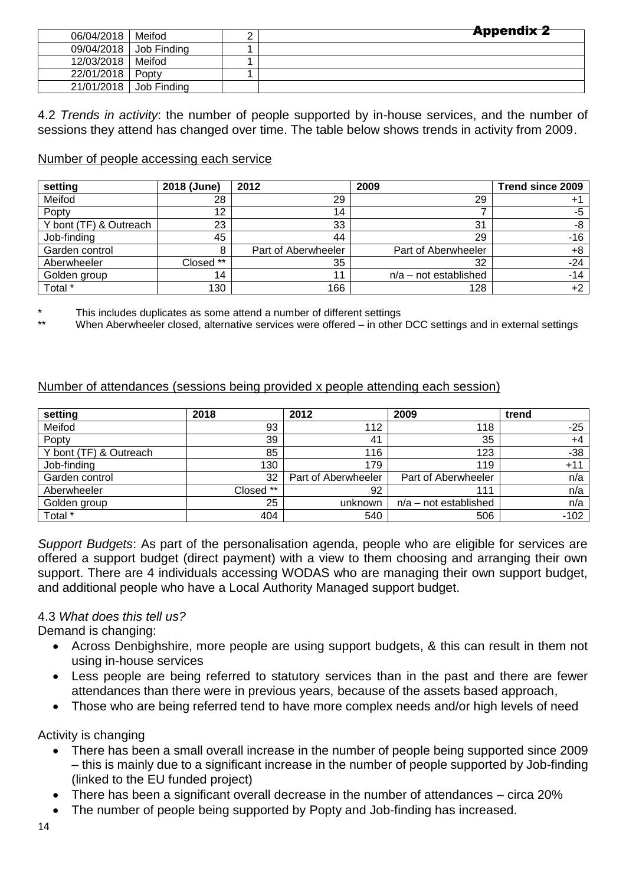**Appendix 2**

| | | | |
|---|---|---|---|
| 06/04/2018 | Meifod | 2 | |
| 09/04/2018 | Job Finding | 1 | |
| 12/03/2018 | Meifod | 1 | |
| 22/01/2018 | Popty | 1 | |
| 21/01/2018 | Job Finding | | |

4.2 *Trends in activity*: the number of people supported by in-house services, and the number of sessions they attend has changed over time. The table below shows trends in activity from 2009.

Number of people accessing each service

| setting | 2018 (June) | 2012 | 2009 | Trend since 2009 |
|---|---|---|---|---|
| Meifod | 28 | 29 | 29 | +1 |
| Popty | 12 | 14 | 7 | -5 |
| Y bont (TF) & Outreach | 23 | 33 | 31 | -8 |
| Job-finding | 45 | 44 | 29 | -16 |
| Garden control | 8 | Part of Aberwheeler | Part of Aberwheeler | +8 |
| Aberwheeler | Closed ** | 35 | 32 | -24 |
| Golden group | 14 | 11 | n/a – not established | -14 |
| Total * | 130 | 166 | 128 | +2 |

\* This includes duplicates as some attend a number of different settings

\*\* When Aberwheeler closed, alternative services were offered – in other DCC settings and in external settings

Number of attendances (sessions being provided x people attending each session)

| setting | 2018 | 2012 | 2009 | trend |
|---|---|---|---|---|
| Meifod | 93 | 112 | 118 | -25 |
| Popty | 39 | 41 | 35 | +4 |
| Y bont (TF) & Outreach | 85 | 116 | 123 | -38 |
| Job-finding | 130 | 179 | 119 | +11 |
| Garden control | 32 | Part of Aberwheeler | Part of Aberwheeler | n/a |
| Aberwheeler | Closed ** | 92 | 111 | n/a |
| Golden group | 25 | unknown | n/a – not established | n/a |
| Total * | 404 | 540 | 506 | -102 |

*Support Budgets*: As part of the personalisation agenda, people who are eligible for services are offered a support budget (direct payment) with a view to them choosing and arranging their own support. There are 4 individuals accessing WODAS who are managing their own support budget, and additional people who have a Local Authority Managed support budget.

4.3 *What does this tell us?*

Demand is changing:

- Across Denbighshire, more people are using support budgets, & this can result in them not using in-house services
- Less people are being referred to statutory services than in the past and there are fewer attendances than there were in previous years, because of the assets based approach,
- Those who are being referred tend to have more complex needs and/or high levels of need

Activity is changing

- There has been a small overall increase in the number of people being supported since 2009 – this is mainly due to a significant increase in the number of people supported by Job-finding (linked to the EU funded project)
- There has been a significant overall decrease in the number of attendances – circa 20%
- The number of people being supported by Popty and Job-finding has increased.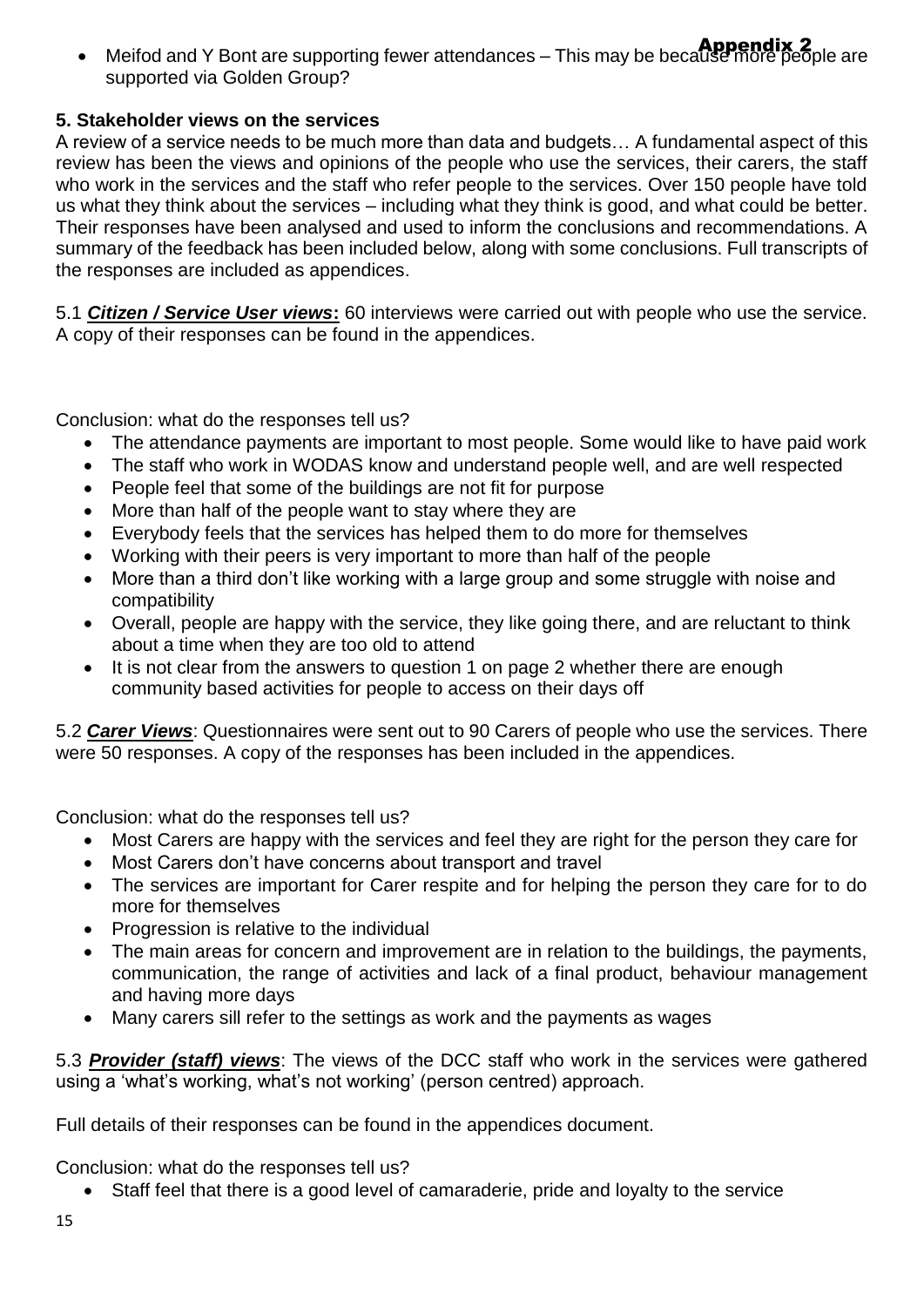- Meifod and Y Bont are supporting fewer attendances – This may be because more people are supported via Golden Group?

## 5. Stakeholder views on the services

A review of a service needs to be much more than data and budgets… A fundamental aspect of this review has been the views and opinions of the people who use the services, their carers, the staff who work in the services and the staff who refer people to the services. Over 150 people have told us what they think about the services – including what they think is good, and what could be better. Their responses have been analysed and used to inform the conclusions and recommendations. A summary of the feedback has been included below, along with some conclusions. Full transcripts of the responses are included as appendices.

5.1 ***Citizen / Service User views*:** 60 interviews were carried out with people who use the service. A copy of their responses can be found in the appendices.

Conclusion: what do the responses tell us?

- The attendance payments are important to most people. Some would like to have paid work
- The staff who work in WODAS know and understand people well, and are well respected
- People feel that some of the buildings are not fit for purpose
- More than half of the people want to stay where they are
- Everybody feels that the services has helped them to do more for themselves
- Working with their peers is very important to more than half of the people
- More than a third don't like working with a large group and some struggle with noise and compatibility
- Overall, people are happy with the service, they like going there, and are reluctant to think about a time when they are too old to attend
- It is not clear from the answers to question 1 on page 2 whether there are enough community based activities for people to access on their days off

5.2 ***Carer Views***: Questionnaires were sent out to 90 Carers of people who use the services. There were 50 responses. A copy of the responses has been included in the appendices.

Conclusion: what do the responses tell us?

- Most Carers are happy with the services and feel they are right for the person they care for
- Most Carers don't have concerns about transport and travel
- The services are important for Carer respite and for helping the person they care for to do more for themselves
- Progression is relative to the individual
- The main areas for concern and improvement are in relation to the buildings, the payments, communication, the range of activities and lack of a final product, behaviour management and having more days
- Many carers sill refer to the settings as work and the payments as wages

5.3 ***Provider (staff) views***: The views of the DCC staff who work in the services were gathered using a 'what's working, what's not working' (person centred) approach.

Full details of their responses can be found in the appendices document.

Conclusion: what do the responses tell us?

- Staff feel that there is a good level of camaraderie, pride and loyalty to the service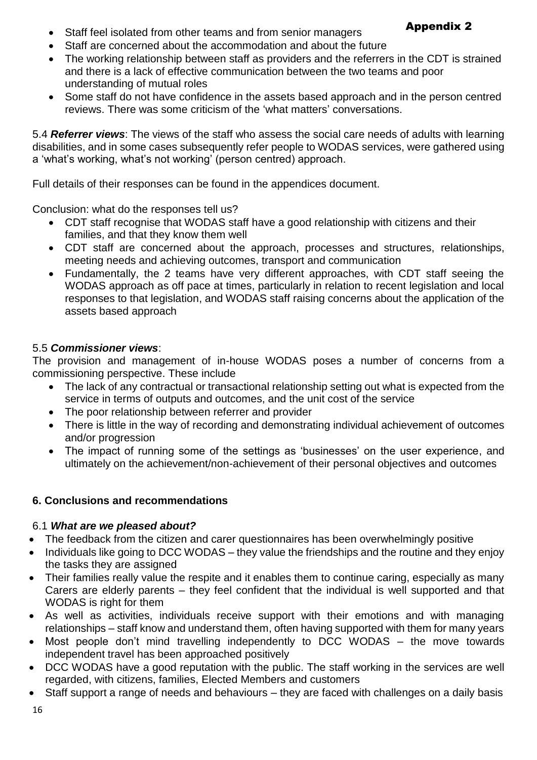- Staff feel isolated from other teams and from senior managers
- Staff are concerned about the accommodation and about the future
- The working relationship between staff as providers and the referrers in the CDT is strained and there is a lack of effective communication between the two teams and poor understanding of mutual roles
- Some staff do not have confidence in the assets based approach and in the person centred reviews. There was some criticism of the 'what matters' conversations.

5.4 ***Referrer views***: The views of the staff who assess the social care needs of adults with learning disabilities, and in some cases subsequently refer people to WODAS services, were gathered using a 'what's working, what's not working' (person centred) approach.

Full details of their responses can be found in the appendices document.

Conclusion: what do the responses tell us?

- CDT staff recognise that WODAS staff have a good relationship with citizens and their families, and that they know them well
- CDT staff are concerned about the approach, processes and structures, relationships, meeting needs and achieving outcomes, transport and communication
- Fundamentally, the 2 teams have very different approaches, with CDT staff seeing the WODAS approach as off pace at times, particularly in relation to recent legislation and local responses to that legislation, and WODAS staff raising concerns about the application of the assets based approach

5.5 ***Commissioner views***:

The provision and management of in-house WODAS poses a number of concerns from a commissioning perspective. These include

- The lack of any contractual or transactional relationship setting out what is expected from the service in terms of outputs and outcomes, and the unit cost of the service
- The poor relationship between referrer and provider
- There is little in the way of recording and demonstrating individual achievement of outcomes and/or progression
- The impact of running some of the settings as 'businesses' on the user experience, and ultimately on the achievement/non-achievement of their personal objectives and outcomes

## 6. Conclusions and recommendations

### 6.1 *What are we pleased about?*

- The feedback from the citizen and carer questionnaires has been overwhelmingly positive
- Individuals like going to DCC WODAS – they value the friendships and the routine and they enjoy the tasks they are assigned
- Their families really value the respite and it enables them to continue caring, especially as many Carers are elderly parents – they feel confident that the individual is well supported and that WODAS is right for them
- As well as activities, individuals receive support with their emotions and with managing relationships – staff know and understand them, often having supported with them for many years
- Most people don't mind travelling independently to DCC WODAS – the move towards independent travel has been approached positively
- DCC WODAS have a good reputation with the public. The staff working in the services are well regarded, with citizens, families, Elected Members and customers
- Staff support a range of needs and behaviours – they are faced with challenges on a daily basis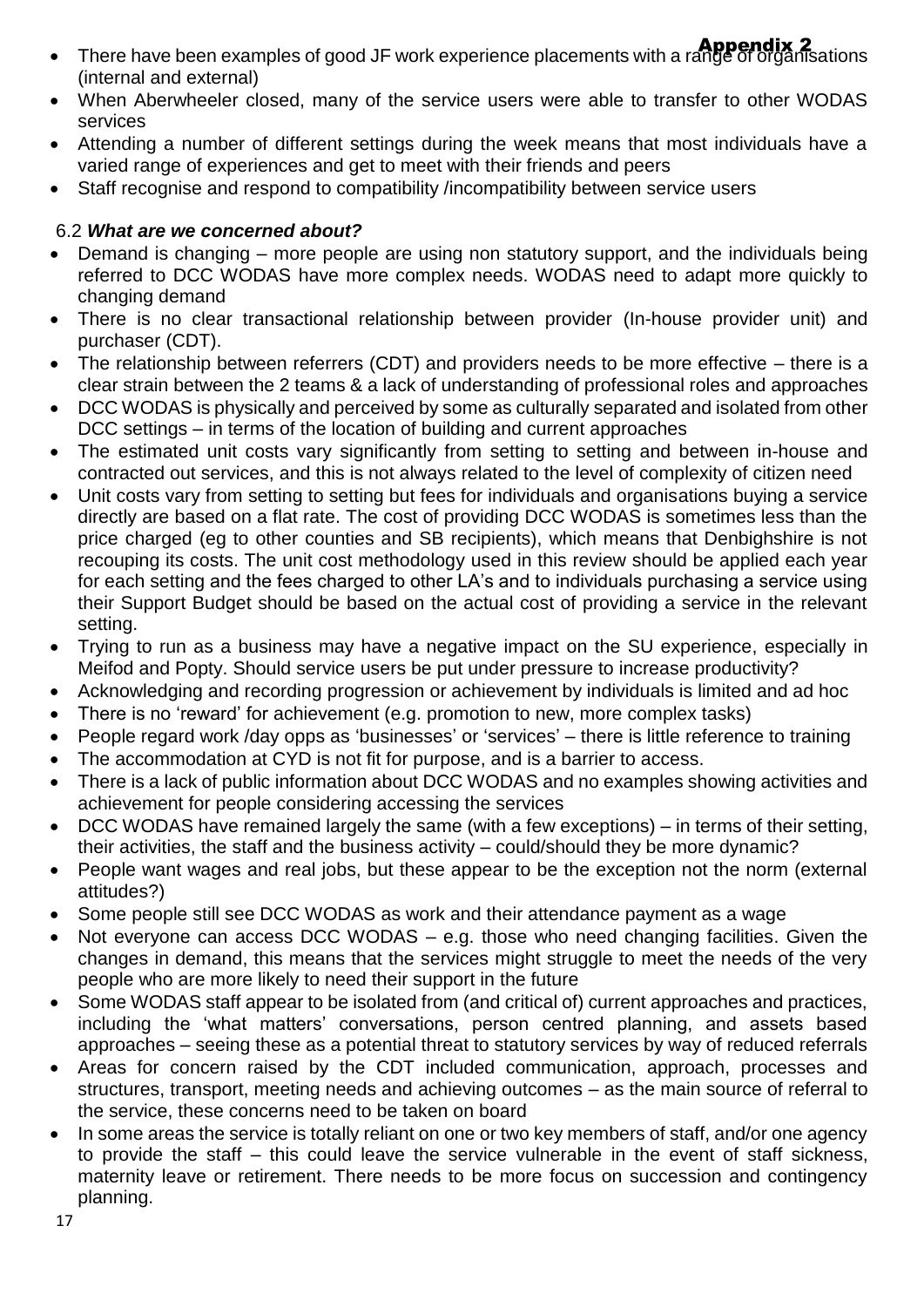- There have been examples of good JF work experience placements with a range of organisations (internal and external)
- When Aberwheeler closed, many of the service users were able to transfer to other WODAS services
- Attending a number of different settings during the week means that most individuals have a varied range of experiences and get to meet with their friends and peers
- Staff recognise and respond to compatibility /incompatibility between service users

### 6.2 *What are we concerned about?*

- Demand is changing – more people are using non statutory support, and the individuals being referred to DCC WODAS have more complex needs. WODAS need to adapt more quickly to changing demand
- There is no clear transactional relationship between provider (In-house provider unit) and purchaser (CDT).
- The relationship between referrers (CDT) and providers needs to be more effective – there is a clear strain between the 2 teams & a lack of understanding of professional roles and approaches
- DCC WODAS is physically and perceived by some as culturally separated and isolated from other DCC settings – in terms of the location of building and current approaches
- The estimated unit costs vary significantly from setting to setting and between in-house and contracted out services, and this is not always related to the level of complexity of citizen need
- Unit costs vary from setting to setting but fees for individuals and organisations buying a service directly are based on a flat rate. The cost of providing DCC WODAS is sometimes less than the price charged (eg to other counties and SB recipients), which means that Denbighshire is not recouping its costs. The unit cost methodology used in this review should be applied each year for each setting and the fees charged to other LA's and to individuals purchasing a service using their Support Budget should be based on the actual cost of providing a service in the relevant setting.
- Trying to run as a business may have a negative impact on the SU experience, especially in Meifod and Popty. Should service users be put under pressure to increase productivity?
- Acknowledging and recording progression or achievement by individuals is limited and ad hoc
- There is no 'reward' for achievement (e.g. promotion to new, more complex tasks)
- People regard work /day opps as 'businesses' or 'services' – there is little reference to training
- The accommodation at CYD is not fit for purpose, and is a barrier to access.
- There is a lack of public information about DCC WODAS and no examples showing activities and achievement for people considering accessing the services
- DCC WODAS have remained largely the same (with a few exceptions) – in terms of their setting, their activities, the staff and the business activity – could/should they be more dynamic?
- People want wages and real jobs, but these appear to be the exception not the norm (external attitudes?)
- Some people still see DCC WODAS as work and their attendance payment as a wage
- Not everyone can access DCC WODAS – e.g. those who need changing facilities. Given the changes in demand, this means that the services might struggle to meet the needs of the very people who are more likely to need their support in the future
- Some WODAS staff appear to be isolated from (and critical of) current approaches and practices, including the 'what matters' conversations, person centred planning, and assets based approaches – seeing these as a potential threat to statutory services by way of reduced referrals
- Areas for concern raised by the CDT included communication, approach, processes and structures, transport, meeting needs and achieving outcomes – as the main source of referral to the service, these concerns need to be taken on board
- In some areas the service is totally reliant on one or two key members of staff, and/or one agency to provide the staff – this could leave the service vulnerable in the event of staff sickness, maternity leave or retirement. There needs to be more focus on succession and contingency planning.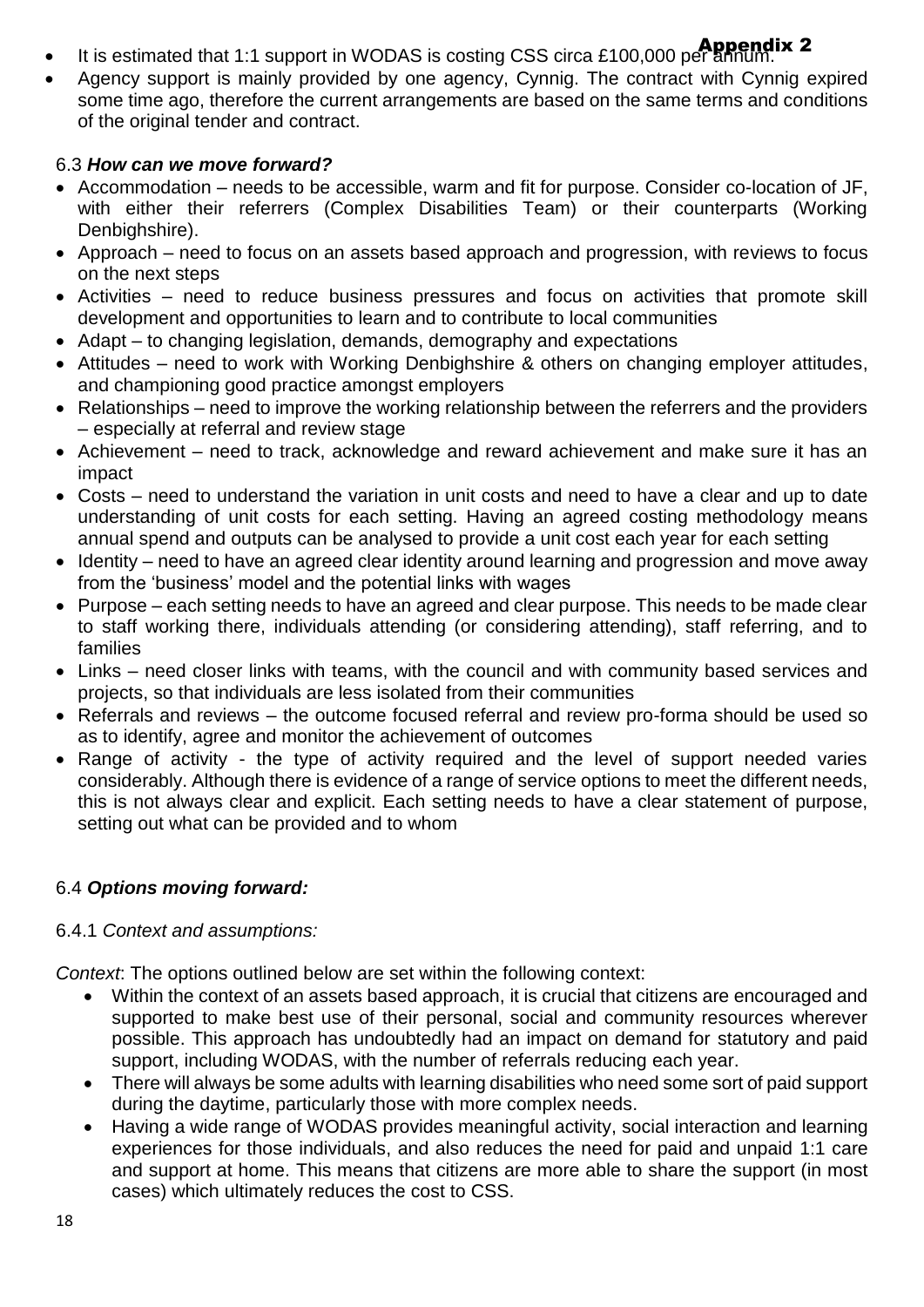- It is estimated that 1:1 support in WODAS is costing CSS circa £100,000 per annum.
- Agency support is mainly provided by one agency, Cynnig. The contract with Cynnig expired some time ago, therefore the current arrangements are based on the same terms and conditions of the original tender and contract.

### 6.3 ***How can we move forward?***

- Accommodation – needs to be accessible, warm and fit for purpose. Consider co-location of JF, with either their referrers (Complex Disabilities Team) or their counterparts (Working Denbighshire).
- Approach – need to focus on an assets based approach and progression, with reviews to focus on the next steps
- Activities – need to reduce business pressures and focus on activities that promote skill development and opportunities to learn and to contribute to local communities
- Adapt – to changing legislation, demands, demography and expectations
- Attitudes – need to work with Working Denbighshire & others on changing employer attitudes, and championing good practice amongst employers
- Relationships – need to improve the working relationship between the referrers and the providers – especially at referral and review stage
- Achievement – need to track, acknowledge and reward achievement and make sure it has an impact
- Costs – need to understand the variation in unit costs and need to have a clear and up to date understanding of unit costs for each setting. Having an agreed costing methodology means annual spend and outputs can be analysed to provide a unit cost each year for each setting
- Identity – need to have an agreed clear identity around learning and progression and move away from the 'business' model and the potential links with wages
- Purpose – each setting needs to have an agreed and clear purpose. This needs to be made clear to staff working there, individuals attending (or considering attending), staff referring, and to families
- Links – need closer links with teams, with the council and with community based services and projects, so that individuals are less isolated from their communities
- Referrals and reviews – the outcome focused referral and review pro-forma should be used so as to identify, agree and monitor the achievement of outcomes
- Range of activity - the type of activity required and the level of support needed varies considerably. Although there is evidence of a range of service options to meet the different needs, this is not always clear and explicit. Each setting needs to have a clear statement of purpose, setting out what can be provided and to whom

### 6.4 ***Options moving forward:***

#### 6.4.1 *Context and assumptions:*

*Context*: The options outlined below are set within the following context:

- Within the context of an assets based approach, it is crucial that citizens are encouraged and supported to make best use of their personal, social and community resources wherever possible. This approach has undoubtedly had an impact on demand for statutory and paid support, including WODAS, with the number of referrals reducing each year.
- There will always be some adults with learning disabilities who need some sort of paid support during the daytime, particularly those with more complex needs.
- Having a wide range of WODAS provides meaningful activity, social interaction and learning experiences for those individuals, and also reduces the need for paid and unpaid 1:1 care and support at home. This means that citizens are more able to share the support (in most cases) which ultimately reduces the cost to CSS.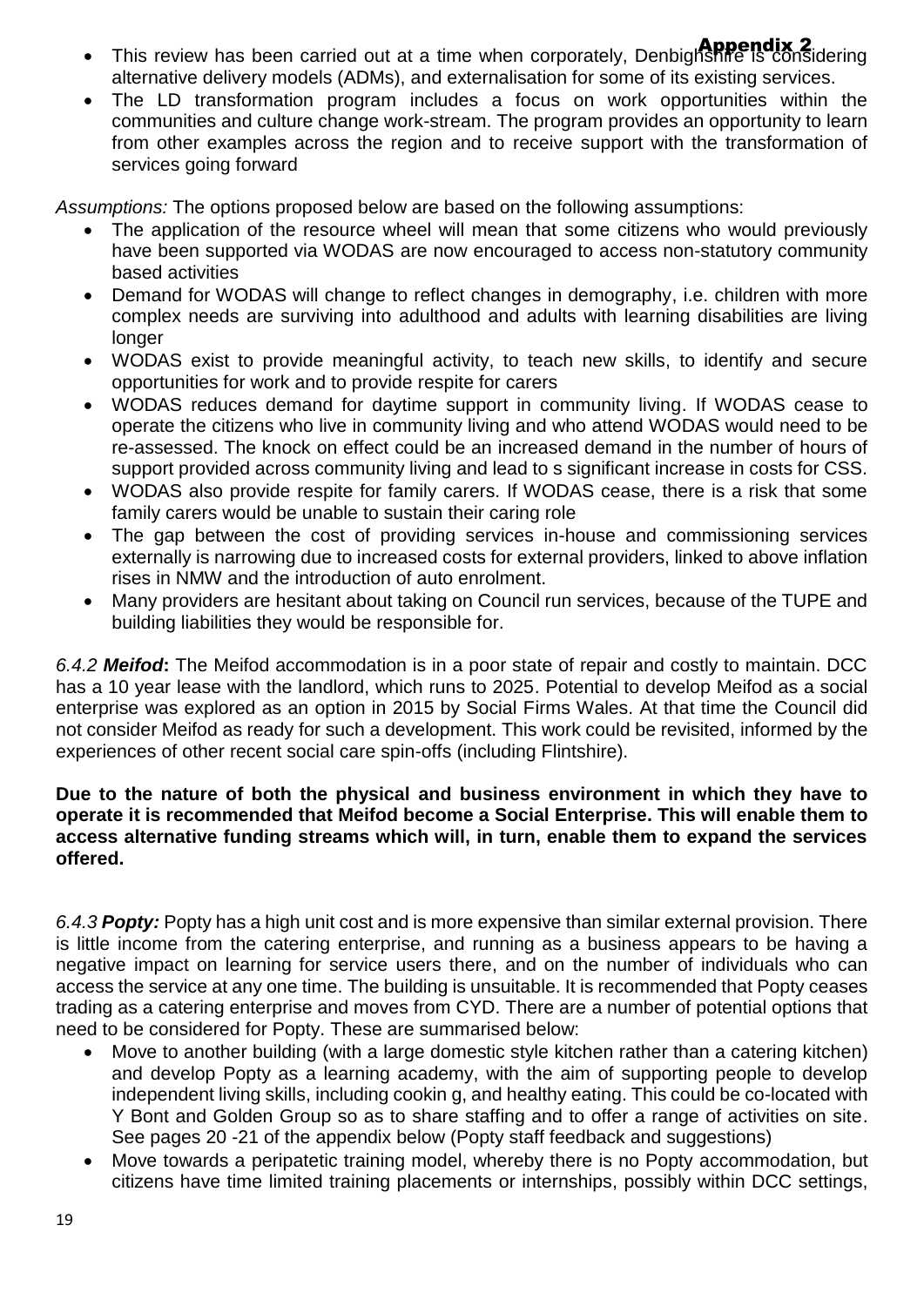- This review has been carried out at a time when corporately, Denbighshire is considering alternative delivery models (ADMs), and externalisation for some of its existing services.
- The LD transformation program includes a focus on work opportunities within the communities and culture change work-stream. The program provides an opportunity to learn from other examples across the region and to receive support with the transformation of services going forward

*Assumptions:* The options proposed below are based on the following assumptions:

- The application of the resource wheel will mean that some citizens who would previously have been supported via WODAS are now encouraged to access non-statutory community based activities
- Demand for WODAS will change to reflect changes in demography, i.e. children with more complex needs are surviving into adulthood and adults with learning disabilities are living longer
- WODAS exist to provide meaningful activity, to teach new skills, to identify and secure opportunities for work and to provide respite for carers
- WODAS reduces demand for daytime support in community living. If WODAS cease to operate the citizens who live in community living and who attend WODAS would need to be re-assessed. The knock on effect could be an increased demand in the number of hours of support provided across community living and lead to s significant increase in costs for CSS.
- WODAS also provide respite for family carers. If WODAS cease, there is a risk that some family carers would be unable to sustain their caring role
- The gap between the cost of providing services in-house and commissioning services externally is narrowing due to increased costs for external providers, linked to above inflation rises in NMW and the introduction of auto enrolment.
- Many providers are hesitant about taking on Council run services, because of the TUPE and building liabilities they would be responsible for.

*6.4.2* ***Meifod*****:** The Meifod accommodation is in a poor state of repair and costly to maintain. DCC has a 10 year lease with the landlord, which runs to 2025. Potential to develop Meifod as a social enterprise was explored as an option in 2015 by Social Firms Wales. At that time the Council did not consider Meifod as ready for such a development. This work could be revisited, informed by the experiences of other recent social care spin-offs (including Flintshire).

**Due to the nature of both the physical and business environment in which they have to operate it is recommended that Meifod become a Social Enterprise. This will enable them to access alternative funding streams which will, in turn, enable them to expand the services offered.**

*6.4.3* ***Popty:*** Popty has a high unit cost and is more expensive than similar external provision. There is little income from the catering enterprise, and running as a business appears to be having a negative impact on learning for service users there, and on the number of individuals who can access the service at any one time. The building is unsuitable. It is recommended that Popty ceases trading as a catering enterprise and moves from CYD. There are a number of potential options that need to be considered for Popty. These are summarised below:

- Move to another building (with a large domestic style kitchen rather than a catering kitchen) and develop Popty as a learning academy, with the aim of supporting people to develop independent living skills, including cookin g, and healthy eating. This could be co-located with Y Bont and Golden Group so as to share staffing and to offer a range of activities on site. See pages 20 -21 of the appendix below (Popty staff feedback and suggestions)
- Move towards a peripatetic training model, whereby there is no Popty accommodation, but citizens have time limited training placements or internships, possibly within DCC settings,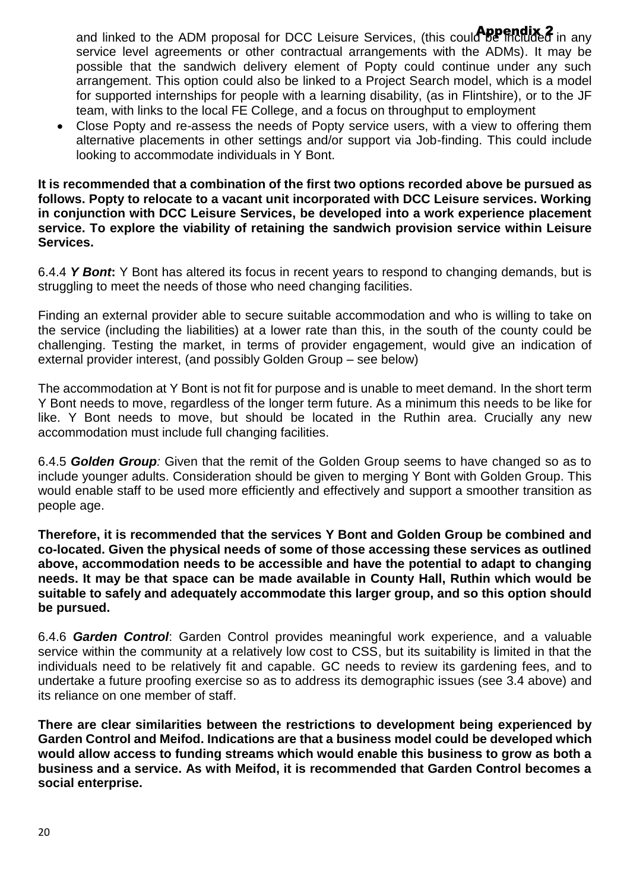and linked to the ADM proposal for DCC Leisure Services, (this could be included in any service level agreements or other contractual arrangements with the ADMs). It may be possible that the sandwich delivery element of Popty could continue under any such arrangement. This option could also be linked to a Project Search model, which is a model for supported internships for people with a learning disability, (as in Flintshire), or to the JF team, with links to the local FE College, and a focus on throughput to employment

- Close Popty and re-assess the needs of Popty service users, with a view to offering them alternative placements in other settings and/or support via Job-finding. This could include looking to accommodate individuals in Y Bont.

**It is recommended that a combination of the first two options recorded above be pursued as follows. Popty to relocate to a vacant unit incorporated with DCC Leisure services. Working in conjunction with DCC Leisure Services, be developed into a work experience placement service. To explore the viability of retaining the sandwich provision service within Leisure Services.**

6.4.4 ***Y Bont*:** Y Bont has altered its focus in recent years to respond to changing demands, but is struggling to meet the needs of those who need changing facilities.

Finding an external provider able to secure suitable accommodation and who is willing to take on the service (including the liabilities) at a lower rate than this, in the south of the county could be challenging. Testing the market, in terms of provider engagement, would give an indication of external provider interest, (and possibly Golden Group – see below)

The accommodation at Y Bont is not fit for purpose and is unable to meet demand. In the short term Y Bont needs to move, regardless of the longer term future. As a minimum this needs to be like for like. Y Bont needs to move, but should be located in the Ruthin area. Crucially any new accommodation must include full changing facilities.

6.4.5 ***Golden Group*:** Given that the remit of the Golden Group seems to have changed so as to include younger adults. Consideration should be given to merging Y Bont with Golden Group. This would enable staff to be used more efficiently and effectively and support a smoother transition as people age.

**Therefore, it is recommended that the services Y Bont and Golden Group be combined and co-located. Given the physical needs of some of those accessing these services as outlined above, accommodation needs to be accessible and have the potential to adapt to changing needs. It may be that space can be made available in County Hall, Ruthin which would be suitable to safely and adequately accommodate this larger group, and so this option should be pursued.**

6.4.6 ***Garden Control*:** Garden Control provides meaningful work experience, and a valuable service within the community at a relatively low cost to CSS, but its suitability is limited in that the individuals need to be relatively fit and capable. GC needs to review its gardening fees, and to undertake a future proofing exercise so as to address its demographic issues (see 3.4 above) and its reliance on one member of staff.

**There are clear similarities between the restrictions to development being experienced by Garden Control and Meifod. Indications are that a business model could be developed which would allow access to funding streams which would enable this business to grow as both a business and a service. As with Meifod, it is recommended that Garden Control becomes a social enterprise.**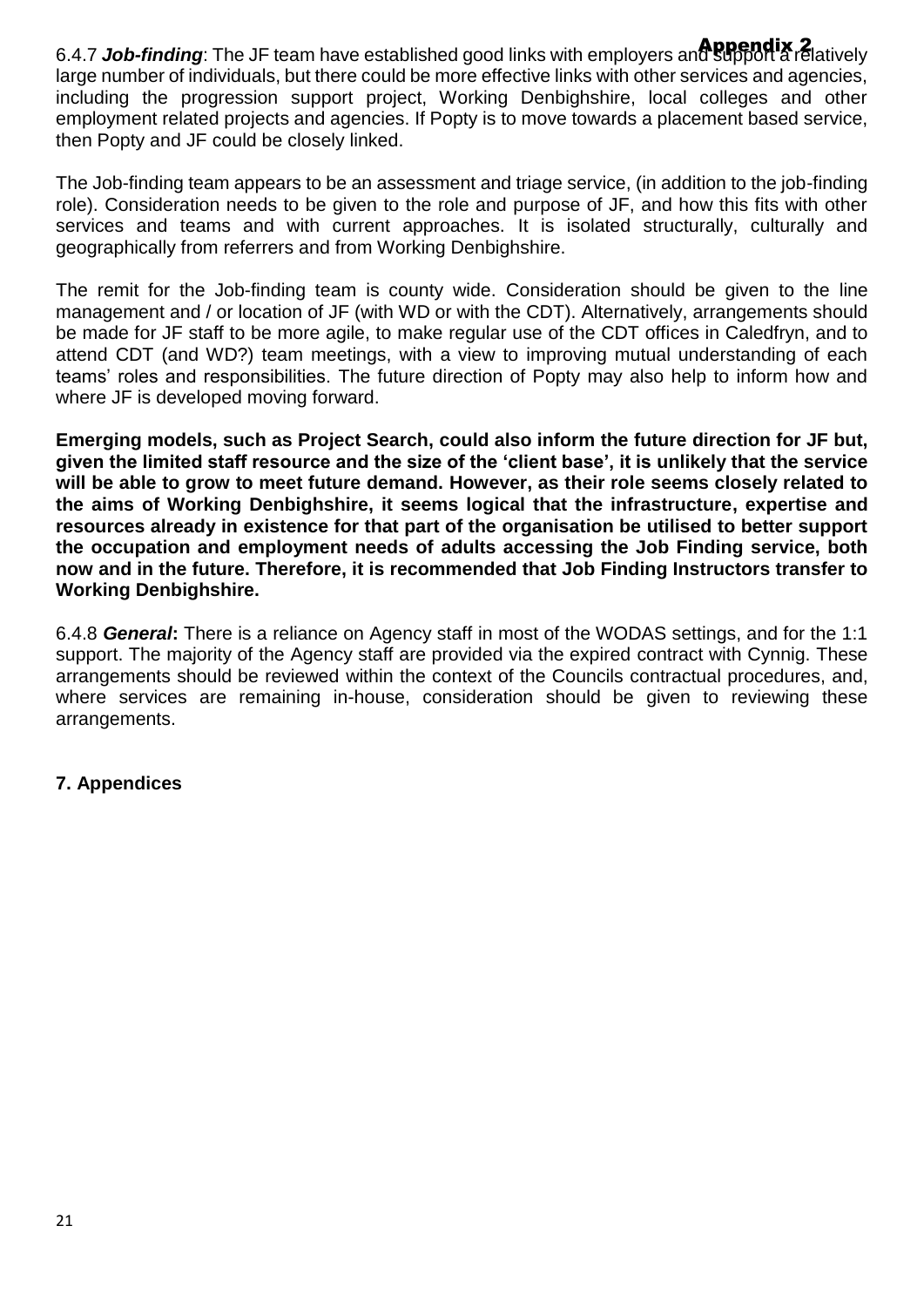6.4.7 ***Job-finding***: The JF team have established good links with employers and support a relatively large number of individuals, but there could be more effective links with other services and agencies, including the progression support project, Working Denbighshire, local colleges and other employment related projects and agencies. If Popty is to move towards a placement based service, then Popty and JF could be closely linked.

The Job-finding team appears to be an assessment and triage service, (in addition to the job-finding role). Consideration needs to be given to the role and purpose of JF, and how this fits with other services and teams and with current approaches. It is isolated structurally, culturally and geographically from referrers and from Working Denbighshire.

The remit for the Job-finding team is county wide. Consideration should be given to the line management and / or location of JF (with WD or with the CDT). Alternatively, arrangements should be made for JF staff to be more agile, to make regular use of the CDT offices in Caledfryn, and to attend CDT (and WD?) team meetings, with a view to improving mutual understanding of each teams' roles and responsibilities. The future direction of Popty may also help to inform how and where JF is developed moving forward.

**Emerging models, such as Project Search, could also inform the future direction for JF but, given the limited staff resource and the size of the 'client base', it is unlikely that the service will be able to grow to meet future demand. However, as their role seems closely related to the aims of Working Denbighshire, it seems logical that the infrastructure, expertise and resources already in existence for that part of the organisation be utilised to better support the occupation and employment needs of adults accessing the Job Finding service, both now and in the future. Therefore, it is recommended that Job Finding Instructors transfer to Working Denbighshire.**

6.4.8 ***General*****:** There is a reliance on Agency staff in most of the WODAS settings, and for the 1:1 support. The majority of the Agency staff are provided via the expired contract with Cynnig. These arrangements should be reviewed within the context of the Councils contractual procedures, and, where services are remaining in-house, consideration should be given to reviewing these arrangements.

## 7. Appendices